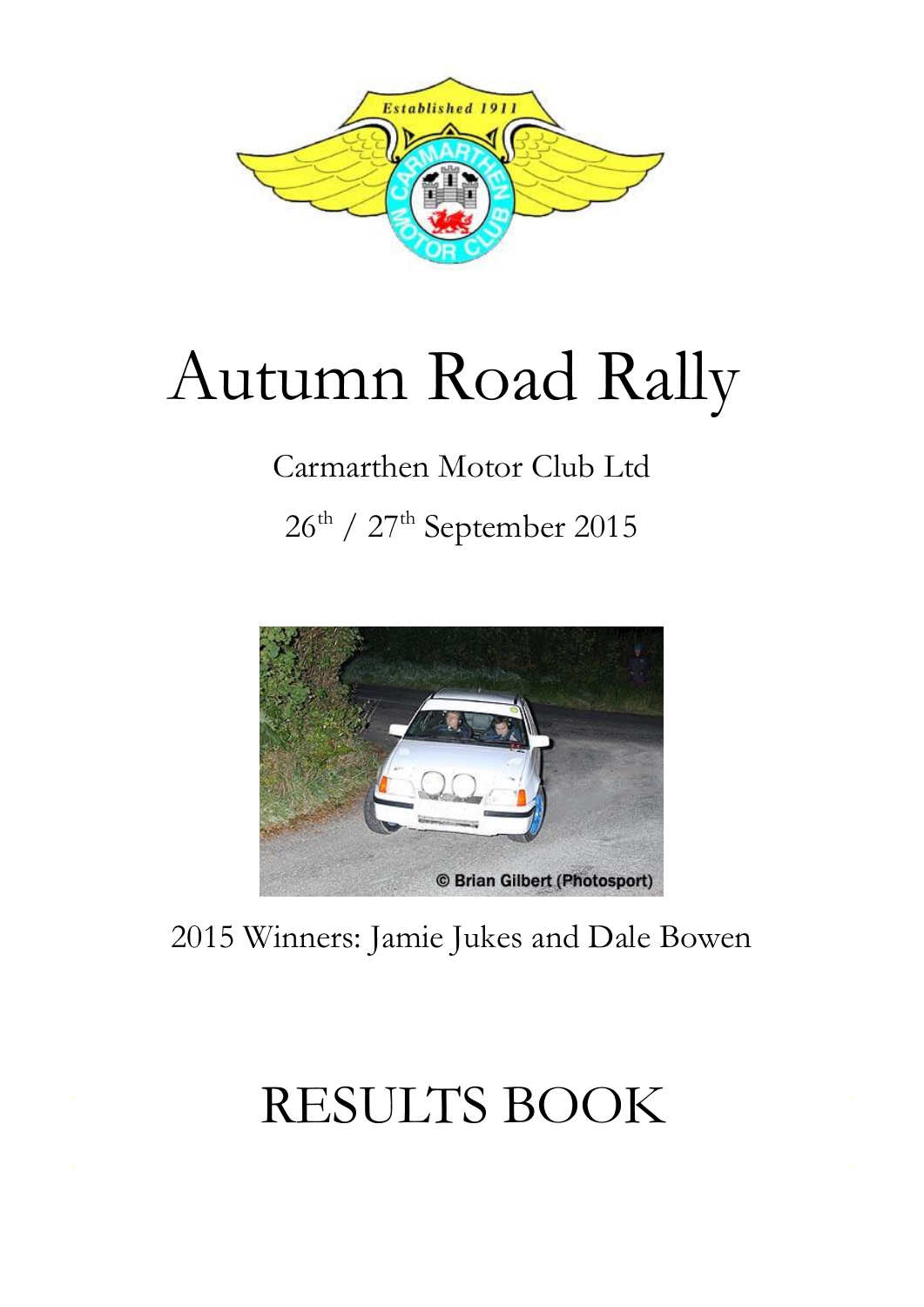# Autumn Road Rally

Carmarthen Motor Club Ltd

26th / 27th September 2015

2015 Winners: Jamie Jukes and Dale Bowen

# RESULTS BOOK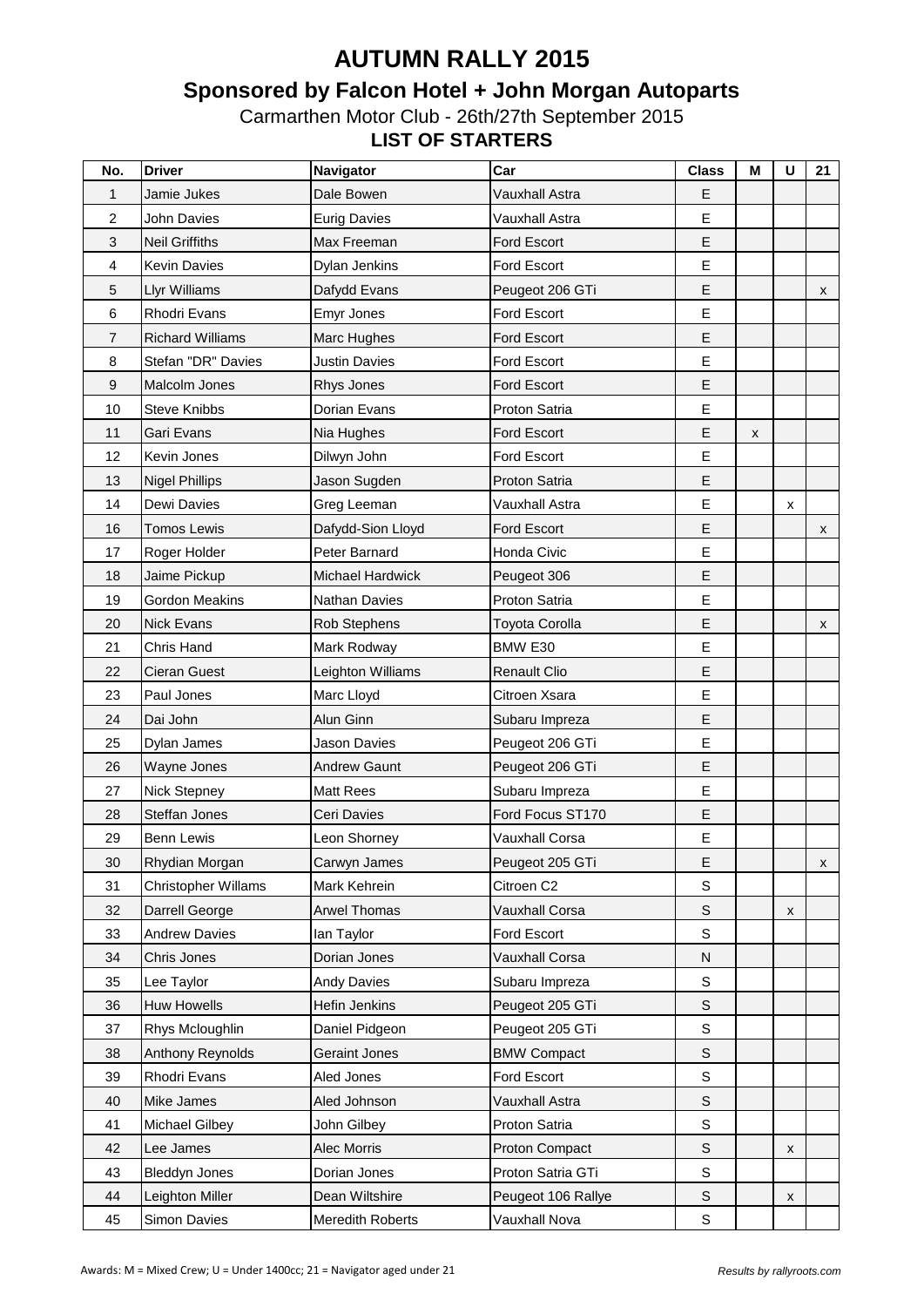# AUTUMN RALLY 2015

## Sponsored by Falcon Hotel + John Morgan Autoparts

Carmarthen Motor Club - 26th/27th September 2015

**LIST OF STARTERS**

| No. | Driver | Navigator | Car | Class | M | U | 21 |
|---|---|---|---|---|---|---|---|
| 1 | Jamie Jukes | Dale Bowen | Vauxhall Astra | E | | | |
| 2 | John Davies | Eurig Davies | Vauxhall Astra | E | | | |
| 3 | Neil Griffiths | Max Freeman | Ford Escort | E | | | |
| 4 | Kevin Davies | Dylan Jenkins | Ford Escort | E | | | |
| 5 | Llyr Williams | Dafydd Evans | Peugeot 206 GTi | E | | | x |
| 6 | Rhodri Evans | Emyr Jones | Ford Escort | E | | | |
| 7 | Richard Williams | Marc Hughes | Ford Escort | E | | | |
| 8 | Stefan "DR" Davies | Justin Davies | Ford Escort | E | | | |
| 9 | Malcolm Jones | Rhys Jones | Ford Escort | E | | | |
| 10 | Steve Knibbs | Dorian Evans | Proton Satria | E | | | |
| 11 | Gari Evans | Nia Hughes | Ford Escort | E | x | | |
| 12 | Kevin Jones | Dilwyn John | Ford Escort | E | | | |
| 13 | Nigel Phillips | Jason Sugden | Proton Satria | E | | | |
| 14 | Dewi Davies | Greg Leeman | Vauxhall Astra | E | | x | |
| 16 | Tomos Lewis | Dafydd-Sion Lloyd | Ford Escort | E | | | x |
| 17 | Roger Holder | Peter Barnard | Honda Civic | E | | | |
| 18 | Jaime Pickup | Michael Hardwick | Peugeot 306 | E | | | |
| 19 | Gordon Meakins | Nathan Davies | Proton Satria | E | | | |
| 20 | Nick Evans | Rob Stephens | Toyota Corolla | E | | | x |
| 21 | Chris Hand | Mark Rodway | BMW E30 | E | | | |
| 22 | Cieran Guest | Leighton Williams | Renault Clio | E | | | |
| 23 | Paul Jones | Marc Lloyd | Citroen Xsara | E | | | |
| 24 | Dai John | Alun Ginn | Subaru Impreza | E | | | |
| 25 | Dylan James | Jason Davies | Peugeot 206 GTi | E | | | |
| 26 | Wayne Jones | Andrew Gaunt | Peugeot 206 GTi | E | | | |
| 27 | Nick Stepney | Matt Rees | Subaru Impreza | E | | | |
| 28 | Steffan Jones | Ceri Davies | Ford Focus ST170 | E | | | |
| 29 | Benn Lewis | Leon Shorney | Vauxhall Corsa | E | | | |
| 30 | Rhydian Morgan | Carwyn James | Peugeot 205 GTi | E | | | x |
| 31 | Christopher Willams | Mark Kehrein | Citroen C2 | S | | | |
| 32 | Darrell George | Arwel Thomas | Vauxhall Corsa | S | | x | |
| 33 | Andrew Davies | Ian Taylor | Ford Escort | S | | | |
| 34 | Chris Jones | Dorian Jones | Vauxhall Corsa | N | | | |
| 35 | Lee Taylor | Andy Davies | Subaru Impreza | S | | | |
| 36 | Huw Howells | Hefin Jenkins | Peugeot 205 GTi | S | | | |
| 37 | Rhys Mcloughlin | Daniel Pidgeon | Peugeot 205 GTi | S | | | |
| 38 | Anthony Reynolds | Geraint Jones | BMW Compact | S | | | |
| 39 | Rhodri Evans | Aled Jones | Ford Escort | S | | | |
| 40 | Mike James | Aled Johnson | Vauxhall Astra | S | | | |
| 41 | Michael Gilbey | John Gilbey | Proton Satria | S | | | |
| 42 | Lee James | Alec Morris | Proton Compact | S | | x | |
| 43 | Bleddyn Jones | Dorian Jones | Proton Satria GTi | S | | | |
| 44 | Leighton Miller | Dean Wiltshire | Peugeot 106 Rallye | S | | x | |
| 45 | Simon Davies | Meredith Roberts | Vauxhall Nova | S | | | |

Awards: M = Mixed Crew; U = Under 1400cc; 21 = Navigator aged under 21

*Results by rallyroots.com*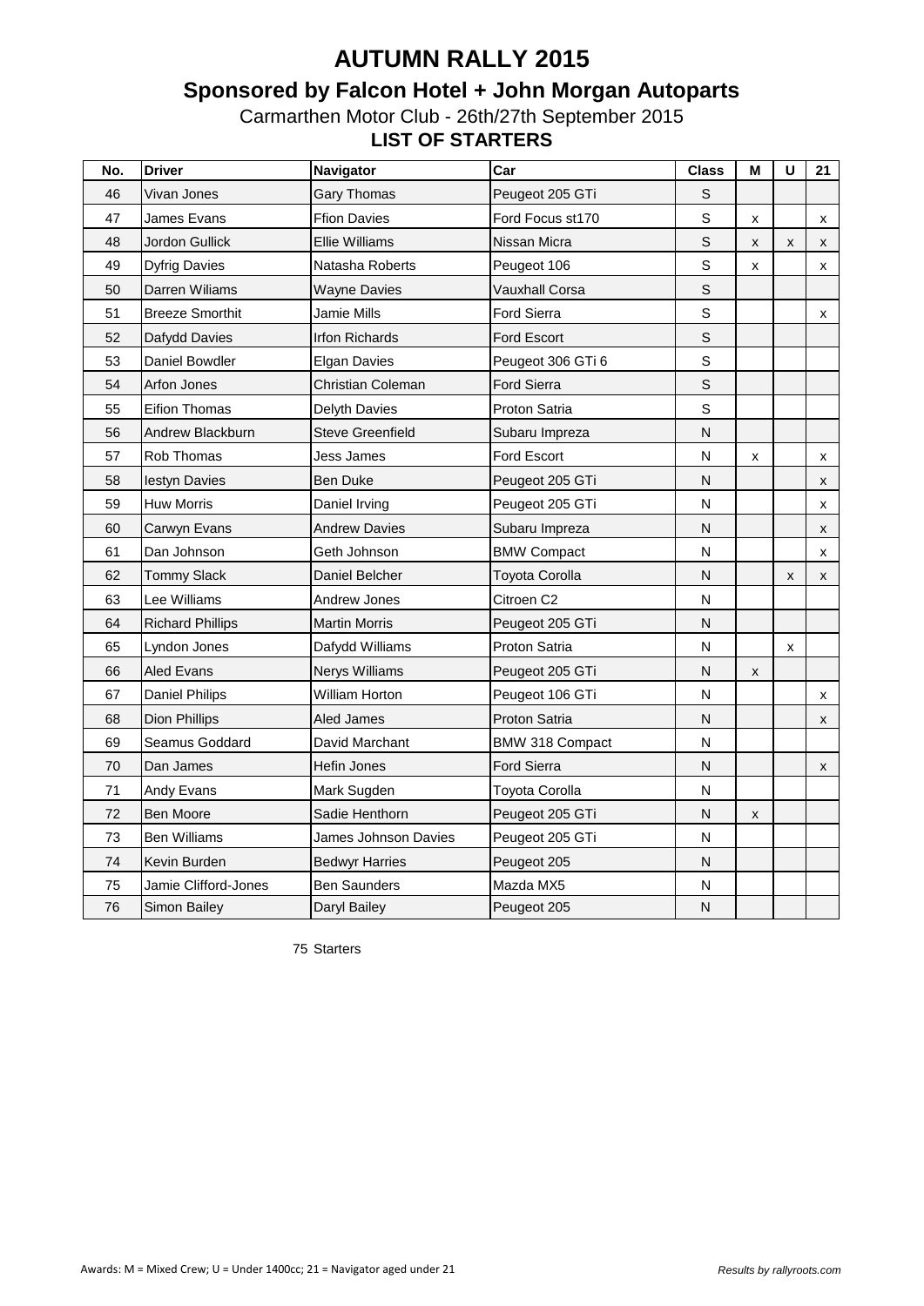# AUTUMN RALLY 2015

## Sponsored by Falcon Hotel + John Morgan Autoparts

Carmarthen Motor Club - 26th/27th September 2015

**LIST OF STARTERS**

| No. | Driver | Navigator | Car | Class | M | U | 21 |
|---|---|---|---|---|---|---|---|
| 46 | Vivan Jones | Gary Thomas | Peugeot 205 GTi | S | | | |
| 47 | James Evans | Ffion Davies | Ford Focus st170 | S | x | | x |
| 48 | Jordon Gullick | Ellie Williams | Nissan Micra | S | x | x | x |
| 49 | Dyfrig Davies | Natasha Roberts | Peugeot 106 | S | x | | x |
| 50 | Darren Wiliams | Wayne Davies | Vauxhall Corsa | S | | | |
| 51 | Breeze Smorthit | Jamie Mills | Ford Sierra | S | | | x |
| 52 | Dafydd Davies | Irfon Richards | Ford Escort | S | | | |
| 53 | Daniel Bowdler | Elgan Davies | Peugeot 306 GTi 6 | S | | | |
| 54 | Arfon Jones | Christian Coleman | Ford Sierra | S | | | |
| 55 | Eifion Thomas | Delyth Davies | Proton Satria | S | | | |
| 56 | Andrew Blackburn | Steve Greenfield | Subaru Impreza | N | | | |
| 57 | Rob Thomas | Jess James | Ford Escort | N | x | | x |
| 58 | Iestyn Davies | Ben Duke | Peugeot 205 GTi | N | | | x |
| 59 | Huw Morris | Daniel Irving | Peugeot 205 GTi | N | | | x |
| 60 | Carwyn Evans | Andrew Davies | Subaru Impreza | N | | | x |
| 61 | Dan Johnson | Geth Johnson | BMW Compact | N | | | x |
| 62 | Tommy Slack | Daniel Belcher | Toyota Corolla | N | | x | x |
| 63 | Lee Williams | Andrew Jones | Citroen C2 | N | | | |
| 64 | Richard Phillips | Martin Morris | Peugeot 205 GTi | N | | | |
| 65 | Lyndon Jones | Dafydd Williams | Proton Satria | N | | x | |
| 66 | Aled Evans | Nerys Williams | Peugeot 205 GTi | N | x | | |
| 67 | Daniel Philips | William Horton | Peugeot 106 GTi | N | | | x |
| 68 | Dion Phillips | Aled James | Proton Satria | N | | | x |
| 69 | Seamus Goddard | David Marchant | BMW 318 Compact | N | | | |
| 70 | Dan James | Hefin Jones | Ford Sierra | N | | | x |
| 71 | Andy Evans | Mark Sugden | Toyota Corolla | N | | | |
| 72 | Ben Moore | Sadie Henthorn | Peugeot 205 GTi | N | x | | |
| 73 | Ben Williams | James Johnson Davies | Peugeot 205 GTi | N | | | |
| 74 | Kevin Burden | Bedwyr Harries | Peugeot 205 | N | | | |
| 75 | Jamie Clifford-Jones | Ben Saunders | Mazda MX5 | N | | | |
| 76 | Simon Bailey | Daryl Bailey | Peugeot 205 | N | | | |

75 Starters

Awards: M = Mixed Crew; U = Under 1400cc; 21 = Navigator aged under 21

*Results by rallyroots.com*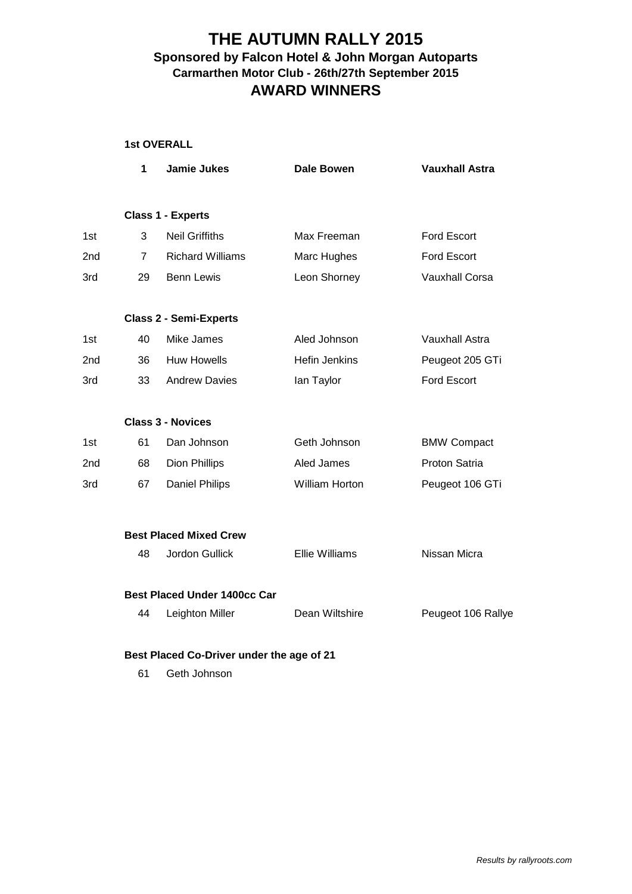# THE AUTUMN RALLY 2015

## Sponsored by Falcon Hotel & John Morgan Autoparts

### Carmarthen Motor Club - 26th/27th September 2015

## AWARD WINNERS

**1st OVERALL**

| | No. | Driver | Co-Driver | Car |
|---|---|---|---|---|
| | **1** | **Jamie Jukes** | **Dale Bowen** | **Vauxhall Astra** |

**Class 1 - Experts**

| | No. | Driver | Co-Driver | Car |
|---|---|---|---|---|
| 1st | 3 | Neil Griffiths | Max Freeman | Ford Escort |
| 2nd | 7 | Richard Williams | Marc Hughes | Ford Escort |
| 3rd | 29 | Benn Lewis | Leon Shorney | Vauxhall Corsa |

**Class 2 - Semi-Experts**

| | No. | Driver | Co-Driver | Car |
|---|---|---|---|---|
| 1st | 40 | Mike James | Aled Johnson | Vauxhall Astra |
| 2nd | 36 | Huw Howells | Hefin Jenkins | Peugeot 205 GTi |
| 3rd | 33 | Andrew Davies | Ian Taylor | Ford Escort |

**Class 3 - Novices**

| | No. | Driver | Co-Driver | Car |
|---|---|---|---|---|
| 1st | 61 | Dan Johnson | Geth Johnson | BMW Compact |
| 2nd | 68 | Dion Phillips | Aled James | Proton Satria |
| 3rd | 67 | Daniel Philips | William Horton | Peugeot 106 GTi |

**Best Placed Mixed Crew**

| No. | Driver | Co-Driver | Car |
|---|---|---|---|
| 48 | Jordon Gullick | Ellie Williams | Nissan Micra |

**Best Placed Under 1400cc Car**

| No. | Driver | Co-Driver | Car |
|---|---|---|---|
| 44 | Leighton Miller | Dean Wiltshire | Peugeot 106 Rallye |

**Best Placed Co-Driver under the age of 21**

61 Geth Johnson

*Results by rallyroots.com*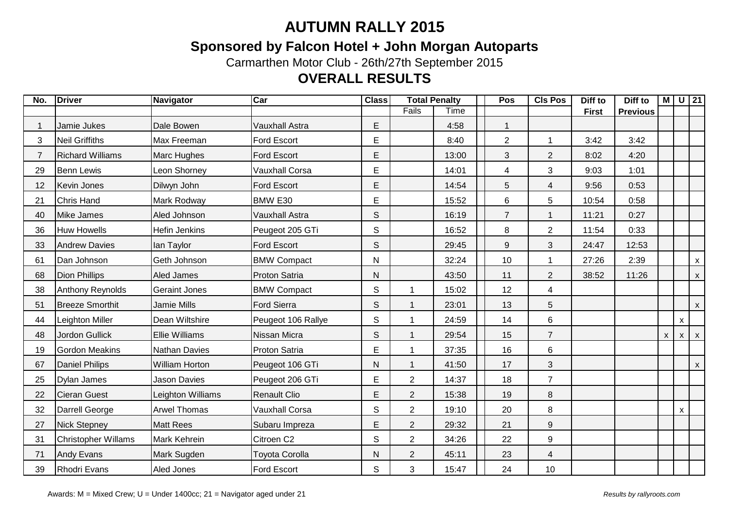# AUTUMN RALLY 2015

## Sponsored by Falcon Hotel + John Morgan Autoparts

Carmarthen Motor Club - 26th/27th September 2015

## OVERALL RESULTS

| No. | Driver | Navigator | Car | Class | Total Penalty | | | Pos | Cls Pos | Diff to First | Diff to Previous | M | U | 21 |
|---|---|---|---|---|---|---|---|---|---|---|---|---|---|---|
| | | | | | Fails | Time | | | | | | | | |
| 1 | Jamie Jukes | Dale Bowen | Vauxhall Astra | E | | 4:58 | | 1 | | | | | | |
| 3 | Neil Griffiths | Max Freeman | Ford Escort | E | | 8:40 | | 2 | 1 | 3:42 | 3:42 | | | |
| 7 | Richard Williams | Marc Hughes | Ford Escort | E | | 13:00 | | 3 | 2 | 8:02 | 4:20 | | | |
| 29 | Benn Lewis | Leon Shorney | Vauxhall Corsa | E | | 14:01 | | 4 | 3 | 9:03 | 1:01 | | | |
| 12 | Kevin Jones | Dilwyn John | Ford Escort | E | | 14:54 | | 5 | 4 | 9:56 | 0:53 | | | |
| 21 | Chris Hand | Mark Rodway | BMW E30 | E | | 15:52 | | 6 | 5 | 10:54 | 0:58 | | | |
| 40 | Mike James | Aled Johnson | Vauxhall Astra | S | | 16:19 | | 7 | 1 | 11:21 | 0:27 | | | |
| 36 | Huw Howells | Hefin Jenkins | Peugeot 205 GTi | S | | 16:52 | | 8 | 2 | 11:54 | 0:33 | | | |
| 33 | Andrew Davies | Ian Taylor | Ford Escort | S | | 29:45 | | 9 | 3 | 24:47 | 12:53 | | | |
| 61 | Dan Johnson | Geth Johnson | BMW Compact | N | | 32:24 | | 10 | 1 | 27:26 | 2:39 | | | x |
| 68 | Dion Phillips | Aled James | Proton Satria | N | | 43:50 | | 11 | 2 | 38:52 | 11:26 | | | x |
| 38 | Anthony Reynolds | Geraint Jones | BMW Compact | S | 1 | 15:02 | | 12 | 4 | | | | | |
| 51 | Breeze Smorthit | Jamie Mills | Ford Sierra | S | 1 | 23:01 | | 13 | 5 | | | | | x |
| 44 | Leighton Miller | Dean Wiltshire | Peugeot 106 Rallye | S | 1 | 24:59 | | 14 | 6 | | | | x | |
| 48 | Jordon Gullick | Ellie Williams | Nissan Micra | S | 1 | 29:54 | | 15 | 7 | | | x | x | x |
| 19 | Gordon Meakins | Nathan Davies | Proton Satria | E | 1 | 37:35 | | 16 | 6 | | | | | |
| 67 | Daniel Philips | William Horton | Peugeot 106 GTi | N | 1 | 41:50 | | 17 | 3 | | | | | x |
| 25 | Dylan James | Jason Davies | Peugeot 206 GTi | E | 2 | 14:37 | | 18 | 7 | | | | | |
| 22 | Cieran Guest | Leighton Williams | Renault Clio | E | 2 | 15:38 | | 19 | 8 | | | | | |
| 32 | Darrell George | Arwel Thomas | Vauxhall Corsa | S | 2 | 19:10 | | 20 | 8 | | | | x | |
| 27 | Nick Stepney | Matt Rees | Subaru Impreza | E | 2 | 29:32 | | 21 | 9 | | | | | |
| 31 | Christopher Willams | Mark Kehrein | Citroen C2 | S | 2 | 34:26 | | 22 | 9 | | | | | |
| 71 | Andy Evans | Mark Sugden | Toyota Corolla | N | 2 | 45:11 | | 23 | 4 | | | | | |
| 39 | Rhodri Evans | Aled Jones | Ford Escort | S | 3 | 15:47 | | 24 | 10 | | | | | |

Awards: M = Mixed Crew; U = Under 1400cc; 21 = Navigator aged under 21

*Results by rallyroots.com*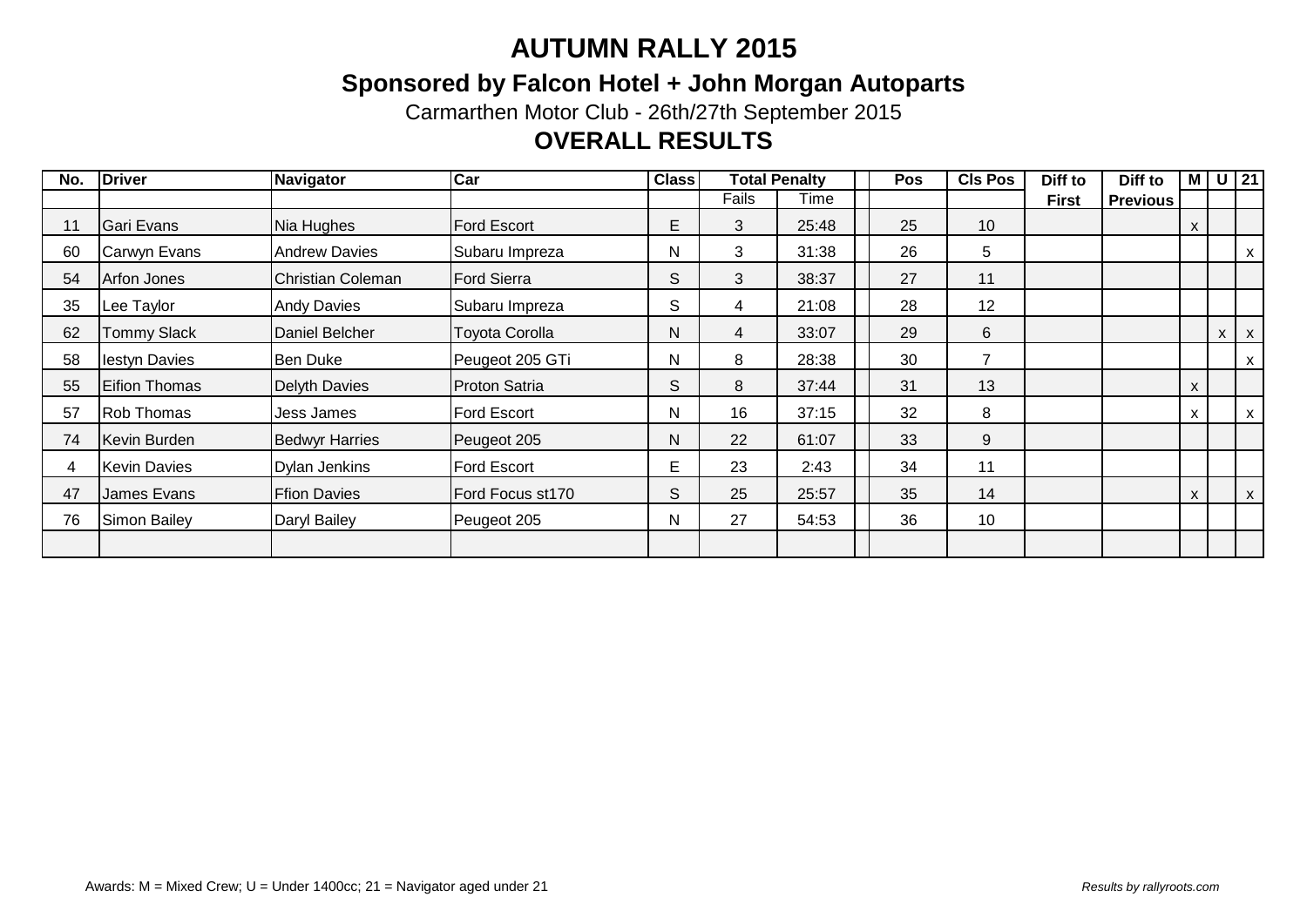# AUTUMN RALLY 2015

## Sponsored by Falcon Hotel + John Morgan Autoparts

Carmarthen Motor Club - 26th/27th September 2015

## OVERALL RESULTS

| No. | Driver | Navigator | Car | Class | Total Penalty | | | Pos | Cls Pos | Diff to First | Diff to Previous | M | U | 21 |
|---|---|---|---|---|---|---|---|---|---|---|---|---|---|---|
| | | | | | Fails | Time | | | | | | | | |
| 11 | Gari Evans | Nia Hughes | Ford Escort | E | 3 | 25:48 | | 25 | 10 | | | x | | |
| 60 | Carwyn Evans | Andrew Davies | Subaru Impreza | N | 3 | 31:38 | | 26 | 5 | | | | | x |
| 54 | Arfon Jones | Christian Coleman | Ford Sierra | S | 3 | 38:37 | | 27 | 11 | | | | | |
| 35 | Lee Taylor | Andy Davies | Subaru Impreza | S | 4 | 21:08 | | 28 | 12 | | | | | |
| 62 | Tommy Slack | Daniel Belcher | Toyota Corolla | N | 4 | 33:07 | | 29 | 6 | | | | x | x |
| 58 | Iestyn Davies | Ben Duke | Peugeot 205 GTi | N | 8 | 28:38 | | 30 | 7 | | | | | x |
| 55 | Eifion Thomas | Delyth Davies | Proton Satria | S | 8 | 37:44 | | 31 | 13 | | | x | | |
| 57 | Rob Thomas | Jess James | Ford Escort | N | 16 | 37:15 | | 32 | 8 | | | x | | x |
| 74 | Kevin Burden | Bedwyr Harries | Peugeot 205 | N | 22 | 61:07 | | 33 | 9 | | | | | |
| 4 | Kevin Davies | Dylan Jenkins | Ford Escort | E | 23 | 2:43 | | 34 | 11 | | | | | |
| 47 | James Evans | Ffion Davies | Ford Focus st170 | S | 25 | 25:57 | | 35 | 14 | | | x | | x |
| 76 | Simon Bailey | Daryl Bailey | Peugeot 205 | N | 27 | 54:53 | | 36 | 10 | | | | | |
| | | | | | | | | | | | | | | |

Awards: M = Mixed Crew; U = Under 1400cc; 21 = Navigator aged under 21

*Results by rallyroots.com*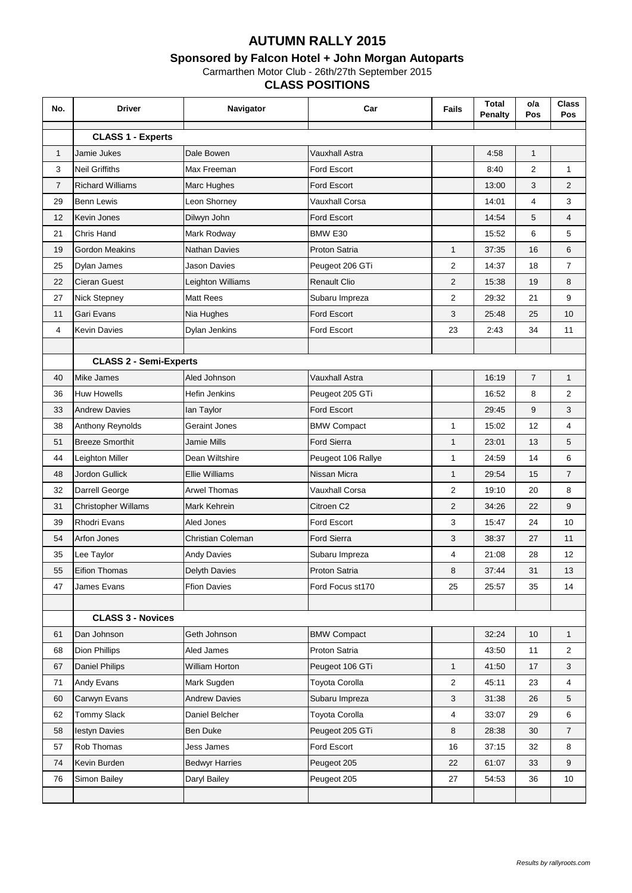# AUTUMN RALLY 2015

## Sponsored by Falcon Hotel + John Morgan Autoparts

Carmarthen Motor Club - 26th/27th September 2015

### CLASS POSITIONS

| No. | Driver | Navigator | Car | Fails | Total Penalty | o/a Pos | Class Pos |
|---|---|---|---|---|---|---|---|
| | **CLASS 1 - Experts** | | | | | | |
| 1 | Jamie Jukes | Dale Bowen | Vauxhall Astra | | 4:58 | 1 | |
| 3 | Neil Griffiths | Max Freeman | Ford Escort | | 8:40 | 2 | 1 |
| 7 | Richard Williams | Marc Hughes | Ford Escort | | 13:00 | 3 | 2 |
| 29 | Benn Lewis | Leon Shorney | Vauxhall Corsa | | 14:01 | 4 | 3 |
| 12 | Kevin Jones | Dilwyn John | Ford Escort | | 14:54 | 5 | 4 |
| 21 | Chris Hand | Mark Rodway | BMW E30 | | 15:52 | 6 | 5 |
| 19 | Gordon Meakins | Nathan Davies | Proton Satria | 1 | 37:35 | 16 | 6 |
| 25 | Dylan James | Jason Davies | Peugeot 206 GTi | 2 | 14:37 | 18 | 7 |
| 22 | Cieran Guest | Leighton Williams | Renault Clio | 2 | 15:38 | 19 | 8 |
| 27 | Nick Stepney | Matt Rees | Subaru Impreza | 2 | 29:32 | 21 | 9 |
| 11 | Gari Evans | Nia Hughes | Ford Escort | 3 | 25:48 | 25 | 10 |
| 4 | Kevin Davies | Dylan Jenkins | Ford Escort | 23 | 2:43 | 34 | 11 |
| | | | | | | | |
| | **CLASS 2 - Semi-Experts** | | | | | | |
| 40 | Mike James | Aled Johnson | Vauxhall Astra | | 16:19 | 7 | 1 |
| 36 | Huw Howells | Hefin Jenkins | Peugeot 205 GTi | | 16:52 | 8 | 2 |
| 33 | Andrew Davies | Ian Taylor | Ford Escort | | 29:45 | 9 | 3 |
| 38 | Anthony Reynolds | Geraint Jones | BMW Compact | 1 | 15:02 | 12 | 4 |
| 51 | Breeze Smorthit | Jamie Mills | Ford Sierra | 1 | 23:01 | 13 | 5 |
| 44 | Leighton Miller | Dean Wiltshire | Peugeot 106 Rallye | 1 | 24:59 | 14 | 6 |
| 48 | Jordon Gullick | Ellie Williams | Nissan Micra | 1 | 29:54 | 15 | 7 |
| 32 | Darrell George | Arwel Thomas | Vauxhall Corsa | 2 | 19:10 | 20 | 8 |
| 31 | Christopher Willams | Mark Kehrein | Citroen C2 | 2 | 34:26 | 22 | 9 |
| 39 | Rhodri Evans | Aled Jones | Ford Escort | 3 | 15:47 | 24 | 10 |
| 54 | Arfon Jones | Christian Coleman | Ford Sierra | 3 | 38:37 | 27 | 11 |
| 35 | Lee Taylor | Andy Davies | Subaru Impreza | 4 | 21:08 | 28 | 12 |
| 55 | Eifion Thomas | Delyth Davies | Proton Satria | 8 | 37:44 | 31 | 13 |
| 47 | James Evans | Ffion Davies | Ford Focus st170 | 25 | 25:57 | 35 | 14 |
| | | | | | | | |
| | **CLASS 3 - Novices** | | | | | | |
| 61 | Dan Johnson | Geth Johnson | BMW Compact | | 32:24 | 10 | 1 |
| 68 | Dion Phillips | Aled James | Proton Satria | | 43:50 | 11 | 2 |
| 67 | Daniel Philips | William Horton | Peugeot 106 GTi | 1 | 41:50 | 17 | 3 |
| 71 | Andy Evans | Mark Sugden | Toyota Corolla | 2 | 45:11 | 23 | 4 |
| 60 | Carwyn Evans | Andrew Davies | Subaru Impreza | 3 | 31:38 | 26 | 5 |
| 62 | Tommy Slack | Daniel Belcher | Toyota Corolla | 4 | 33:07 | 29 | 6 |
| 58 | Iestyn Davies | Ben Duke | Peugeot 205 GTi | 8 | 28:38 | 30 | 7 |
| 57 | Rob Thomas | Jess James | Ford Escort | 16 | 37:15 | 32 | 8 |
| 74 | Kevin Burden | Bedwyr Harries | Peugeot 205 | 22 | 61:07 | 33 | 9 |
| 76 | Simon Bailey | Daryl Bailey | Peugeot 205 | 27 | 54:53 | 36 | 10 |

*Results by rallyroots.com*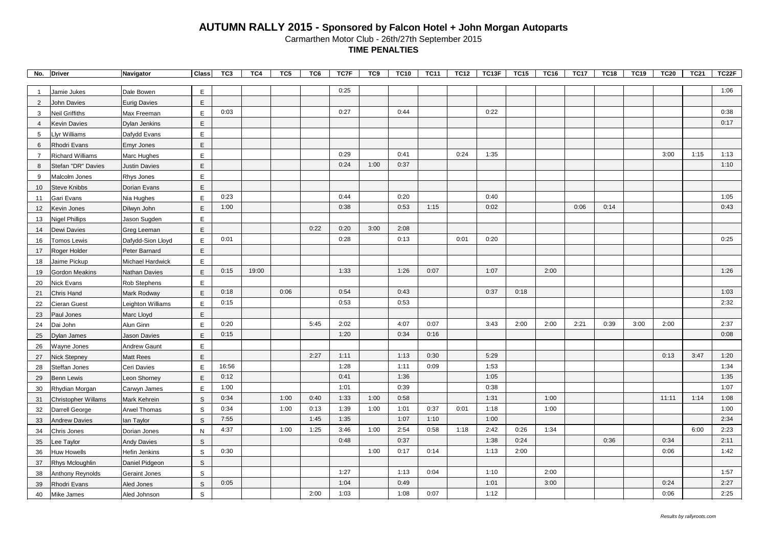# AUTUMN RALLY 2015 - Sponsored by Falcon Hotel + John Morgan Autoparts

Carmarthen Motor Club - 26th/27th September 2015

**TIME PENALTIES**

| No. | Driver | Navigator | Class | TC3 | TC4 | TC5 | TC6 | TC7F | TC9 | TC10 | TC11 | TC12 | TC13F | TC15 | TC16 | TC17 | TC18 | TC19 | TC20 | TC21 | TC22F |
|---|---|---|---|---|---|---|---|---|---|---|---|---|---|---|---|---|---|---|---|---|---|
| 1 | Jamie Jukes | Dale Bowen | E | | | | | 0:25 | | | | | | | | | | | | | 1:06 |
| 2 | John Davies | Eurig Davies | E | | | | | | | | | | | | | | | | | | |
| 3 | Neil Griffiths | Max Freeman | E | 0:03 | | | | 0:27 | | 0:44 | | | 0:22 | | | | | | | | 0:38 |
| 4 | Kevin Davies | Dylan Jenkins | E | | | | | | | | | | | | | | | | | | 0:17 |
| 5 | Llyr Williams | Dafydd Evans | E | | | | | | | | | | | | | | | | | | |
| 6 | Rhodri Evans | Emyr Jones | E | | | | | | | | | | | | | | | | | | |
| 7 | Richard Williams | Marc Hughes | E | | | | | 0:29 | | 0:41 | | 0:24 | 1:35 | | | | | | 3:00 | 1:15 | 1:13 |
| 8 | Stefan "DR" Davies | Justin Davies | E | | | | | 0:24 | 1:00 | 0:37 | | | | | | | | | | | 1:10 |
| 9 | Malcolm Jones | Rhys Jones | E | | | | | | | | | | | | | | | | | | |
| 10 | Steve Knibbs | Dorian Evans | E | | | | | | | | | | | | | | | | | | |
| 11 | Gari Evans | Nia Hughes | E | 0:23 | | | | 0:44 | | 0:20 | | | 0:40 | | | | | | | | 1:05 |
| 12 | Kevin Jones | Dilwyn John | E | 1:00 | | | | 0:38 | | 0:53 | 1:15 | | 0:02 | | | 0:06 | 0:14 | | | | 0:43 |
| 13 | Nigel Phillips | Jason Sugden | E | | | | | | | | | | | | | | | | | | |
| 14 | Dewi Davies | Greg Leeman | E | | | | 0:22 | 0:20 | 3:00 | 2:08 | | | | | | | | | | | |
| 16 | Tomos Lewis | Dafydd-Sion Lloyd | E | 0:01 | | | | 0:28 | | 0:13 | | 0:01 | 0:20 | | | | | | | | 0:25 |
| 17 | Roger Holder | Peter Barnard | E | | | | | | | | | | | | | | | | | | |
| 18 | Jaime Pickup | Michael Hardwick | E | | | | | | | | | | | | | | | | | | |
| 19 | Gordon Meakins | Nathan Davies | E | 0:15 | 19:00 | | | 1:33 | | 1:26 | 0:07 | | 1:07 | | 2:00 | | | | | | 1:26 |
| 20 | Nick Evans | Rob Stephens | E | | | | | | | | | | | | | | | | | | |
| 21 | Chris Hand | Mark Rodway | E | 0:18 | | 0:06 | | 0:54 | | 0:43 | | | 0:37 | 0:18 | | | | | | | 1:03 |
| 22 | Cieran Guest | Leighton Williams | E | 0:15 | | | | 0:53 | | 0:53 | | | | | | | | | | | 2:32 |
| 23 | Paul Jones | Marc Lloyd | E | | | | | | | | | | | | | | | | | | |
| 24 | Dai John | Alun Ginn | E | 0:20 | | | 5:45 | 2:02 | | 4:07 | 0:07 | | 3:43 | 2:00 | 2:00 | 2:21 | 0:39 | 3:00 | 2:00 | | 2:37 |
| 25 | Dylan James | Jason Davies | E | 0:15 | | | | 1:20 | | 0:34 | 0:16 | | | | | | | | | | 0:08 |
| 26 | Wayne Jones | Andrew Gaunt | E | | | | | | | | | | | | | | | | | | |
| 27 | Nick Stepney | Matt Rees | E | | | | 2:27 | 1:11 | | 1:13 | 0:30 | | 5:29 | | | | | | 0:13 | 3:47 | 1:20 |
| 28 | Steffan Jones | Ceri Davies | E | 16:56 | | | | 1:28 | | 1:11 | 0:09 | | 1:53 | | | | | | | | 1:34 |
| 29 | Benn Lewis | Leon Shorney | E | 0:12 | | | | 0:41 | | 1:36 | | | 1:05 | | | | | | | | 1:35 |
| 30 | Rhydian Morgan | Carwyn James | E | 1:00 | | | | 1:01 | | 0:39 | | | 0:38 | | | | | | | | 1:07 |
| 31 | Christopher Willams | Mark Kehrein | S | 0:34 | | 1:00 | 0:40 | 1:33 | 1:00 | 0:58 | | | 1:31 | | 1:00 | | | | 11:11 | 1:14 | 1:08 |
| 32 | Darrell George | Arwel Thomas | S | 0:34 | | 1:00 | 0:13 | 1:39 | 1:00 | 1:01 | 0:37 | 0:01 | 1:18 | | 1:00 | | | | | | 1:00 |
| 33 | Andrew Davies | Ian Taylor | S | 7:55 | | | 1:45 | 1:35 | | 1:07 | 1:10 | | 1:00 | | | | | | | | 2:34 |
| 34 | Chris Jones | Dorian Jones | N | 4:37 | | 1:00 | 1:25 | 3:46 | 1:00 | 2:54 | 0:58 | 1:18 | 2:42 | 0:26 | 1:34 | | | | | 6:00 | 2:23 |
| 35 | Lee Taylor | Andy Davies | S | | | | | 0:48 | | 0:37 | | | 1:38 | 0:24 | | | 0:36 | | 0:34 | | 2:11 |
| 36 | Huw Howells | Hefin Jenkins | S | 0:30 | | | | | 1:00 | 0:17 | 0:14 | | 1:13 | 2:00 | | | | | 0:06 | | 1:42 |
| 37 | Rhys Mcloughlin | Daniel Pidgeon | S | | | | | | | | | | | | | | | | | | |
| 38 | Anthony Reynolds | Geraint Jones | S | | | | | 1:27 | | 1:13 | 0:04 | | 1:10 | | 2:00 | | | | | | 1:57 |
| 39 | Rhodri Evans | Aled Jones | S | 0:05 | | | | 1:04 | | 0:49 | | | 1:01 | | 3:00 | | | | 0:24 | | 2:27 |
| 40 | Mike James | Aled Johnson | S | | | | 2:00 | 1:03 | | 1:08 | 0:07 | | 1:12 | | | | | | 0:06 | | 2:25 |

*Results by rallyroots.com*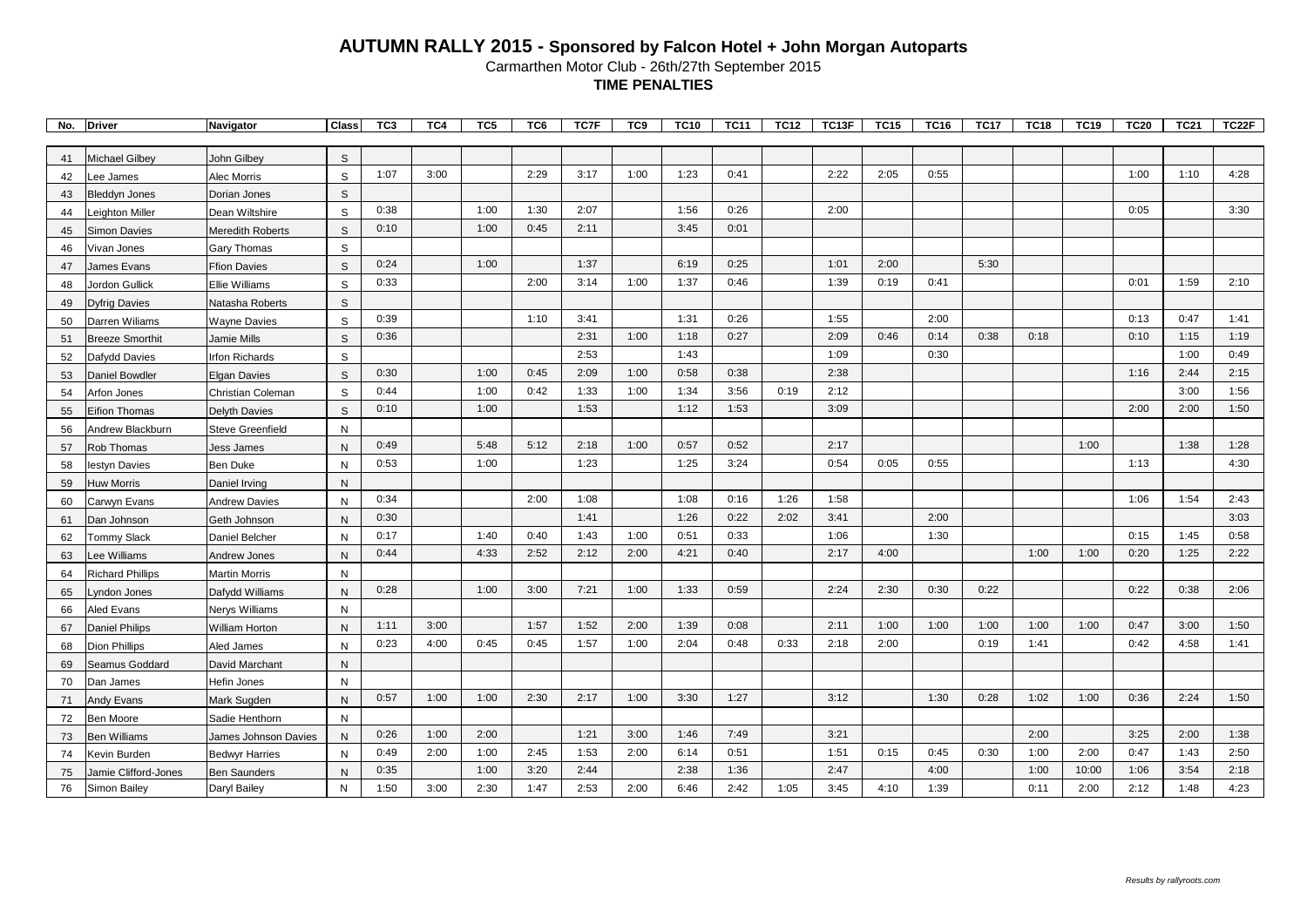# AUTUMN RALLY 2015 - Sponsored by Falcon Hotel + John Morgan Autoparts

Carmarthen Motor Club - 26th/27th September 2015

**TIME PENALTIES**

| No. | Driver | Navigator | Class | TC3 | TC4 | TC5 | TC6 | TC7F | TC9 | TC10 | TC11 | TC12 | TC13F | TC15 | TC16 | TC17 | TC18 | TC19 | TC20 | TC21 | TC22F |
|---|---|---|---|---|---|---|---|---|---|---|---|---|---|---|---|---|---|---|---|---|---|
| 41 | Michael Gilbey | John Gilbey | S | | | | | | | | | | | | | | | | | | |
| 42 | Lee James | Alec Morris | S | 1:07 | 3:00 | | 2:29 | 3:17 | 1:00 | 1:23 | 0:41 | | 2:22 | 2:05 | 0:55 | | | | 1:00 | 1:10 | 4:28 |
| 43 | Bleddyn Jones | Dorian Jones | S | | | | | | | | | | | | | | | | | | |
| 44 | Leighton Miller | Dean Wiltshire | S | 0:38 | | 1:00 | 1:30 | 2:07 | | 1:56 | 0:26 | | 2:00 | | | | | | 0:05 | | 3:30 |
| 45 | Simon Davies | Meredith Roberts | S | 0:10 | | 1:00 | 0:45 | 2:11 | | 3:45 | 0:01 | | | | | | | | | | |
| 46 | Vivan Jones | Gary Thomas | S | | | | | | | | | | | | | | | | | | |
| 47 | James Evans | Ffion Davies | S | 0:24 | | 1:00 | | 1:37 | | 6:19 | 0:25 | | 1:01 | 2:00 | | 5:30 | | | | | |
| 48 | Jordon Gullick | Ellie Williams | S | 0:33 | | | 2:00 | 3:14 | 1:00 | 1:37 | 0:46 | | 1:39 | 0:19 | 0:41 | | | | 0:01 | 1:59 | 2:10 |
| 49 | Dyfrig Davies | Natasha Roberts | S | | | | | | | | | | | | | | | | | | |
| 50 | Darren Wiliams | Wayne Davies | S | 0:39 | | | 1:10 | 3:41 | | 1:31 | 0:26 | | 1:55 | | 2:00 | | | | 0:13 | 0:47 | 1:41 |
| 51 | Breeze Smorthit | Jamie Mills | S | 0:36 | | | | 2:31 | 1:00 | 1:18 | 0:27 | | 2:09 | 0:46 | 0:14 | 0:38 | 0:18 | | 0:10 | 1:15 | 1:19 |
| 52 | Dafydd Davies | Irfon Richards | S | | | | | 2:53 | | 1:43 | | | 1:09 | | 0:30 | | | | | 1:00 | 0:49 |
| 53 | Daniel Bowdler | Elgan Davies | S | 0:30 | | 1:00 | 0:45 | 2:09 | 1:00 | 0:58 | 0:38 | | 2:38 | | | | | | 1:16 | 2:44 | 2:15 |
| 54 | Arfon Jones | Christian Coleman | S | 0:44 | | 1:00 | 0:42 | 1:33 | 1:00 | 1:34 | 3:56 | 0:19 | 2:12 | | | | | | | 3:00 | 1:56 |
| 55 | Eifion Thomas | Delyth Davies | S | 0:10 | | 1:00 | | 1:53 | | 1:12 | 1:53 | | 3:09 | | | | | | 2:00 | 2:00 | 1:50 |
| 56 | Andrew Blackburn | Steve Greenfield | N | | | | | | | | | | | | | | | | | | |
| 57 | Rob Thomas | Jess James | N | 0:49 | | 5:48 | 5:12 | 2:18 | 1:00 | 0:57 | 0:52 | | 2:17 | | | | | 1:00 | | 1:38 | 1:28 |
| 58 | Iestyn Davies | Ben Duke | N | 0:53 | | 1:00 | | 1:23 | | 1:25 | 3:24 | | 0:54 | 0:05 | 0:55 | | | | 1:13 | | 4:30 |
| 59 | Huw Morris | Daniel Irving | N | | | | | | | | | | | | | | | | | | |
| 60 | Carwyn Evans | Andrew Davies | N | 0:34 | | | 2:00 | 1:08 | | 1:08 | 0:16 | 1:26 | 1:58 | | | | | | 1:06 | 1:54 | 2:43 |
| 61 | Dan Johnson | Geth Johnson | N | 0:30 | | | | 1:41 | | 1:26 | 0:22 | 2:02 | 3:41 | | 2:00 | | | | | | 3:03 |
| 62 | Tommy Slack | Daniel Belcher | N | 0:17 | | 1:40 | 0:40 | 1:43 | 1:00 | 0:51 | 0:33 | | 1:06 | | 1:30 | | | | 0:15 | 1:45 | 0:58 |
| 63 | Lee Williams | Andrew Jones | N | 0:44 | | 4:33 | 2:52 | 2:12 | 2:00 | 4:21 | 0:40 | | 2:17 | 4:00 | | | 1:00 | 1:00 | 0:20 | 1:25 | 2:22 |
| 64 | Richard Phillips | Martin Morris | N | | | | | | | | | | | | | | | | | | |
| 65 | Lyndon Jones | Dafydd Williams | N | 0:28 | | 1:00 | 3:00 | 7:21 | 1:00 | 1:33 | 0:59 | | 2:24 | 2:30 | 0:30 | 0:22 | | | 0:22 | 0:38 | 2:06 |
| 66 | Aled Evans | Nerys Williams | N | | | | | | | | | | | | | | | | | | |
| 67 | Daniel Philips | William Horton | N | 1:11 | 3:00 | | 1:57 | 1:52 | 2:00 | 1:39 | 0:08 | | 2:11 | 1:00 | 1:00 | 1:00 | 1:00 | 1:00 | 0:47 | 3:00 | 1:50 |
| 68 | Dion Phillips | Aled James | N | 0:23 | 4:00 | 0:45 | 0:45 | 1:57 | 1:00 | 2:04 | 0:48 | 0:33 | 2:18 | 2:00 | | 0:19 | 1:41 | | 0:42 | 4:58 | 1:41 |
| 69 | Seamus Goddard | David Marchant | N | | | | | | | | | | | | | | | | | | |
| 70 | Dan James | Hefin Jones | N | | | | | | | | | | | | | | | | | | |
| 71 | Andy Evans | Mark Sugden | N | 0:57 | 1:00 | 1:00 | 2:30 | 2:17 | 1:00 | 3:30 | 1:27 | | 3:12 | | 1:30 | 0:28 | 1:02 | 1:00 | 0:36 | 2:24 | 1:50 |
| 72 | Ben Moore | Sadie Henthorn | N | | | | | | | | | | | | | | | | | | |
| 73 | Ben Williams | James Johnson Davies | N | 0:26 | 1:00 | 2:00 | | 1:21 | 3:00 | 1:46 | 7:49 | | 3:21 | | | | 2:00 | | 3:25 | 2:00 | 1:38 |
| 74 | Kevin Burden | Bedwyr Harries | N | 0:49 | 2:00 | 1:00 | 2:45 | 1:53 | 2:00 | 6:14 | 0:51 | | 1:51 | 0:15 | 0:45 | 0:30 | 1:00 | 2:00 | 0:47 | 1:43 | 2:50 |
| 75 | Jamie Clifford-Jones | Ben Saunders | N | 0:35 | | 1:00 | 3:20 | 2:44 | | 2:38 | 1:36 | | 2:47 | | 4:00 | | 1:00 | 10:00 | 1:06 | 3:54 | 2:18 |
| 76 | Simon Bailey | Daryl Bailey | N | 1:50 | 3:00 | 2:30 | 1:47 | 2:53 | 2:00 | 6:46 | 2:42 | 1:05 | 3:45 | 4:10 | 1:39 | | 0:11 | 2:00 | 2:12 | 1:48 | 4:23 |

*Results by rallyroots.com*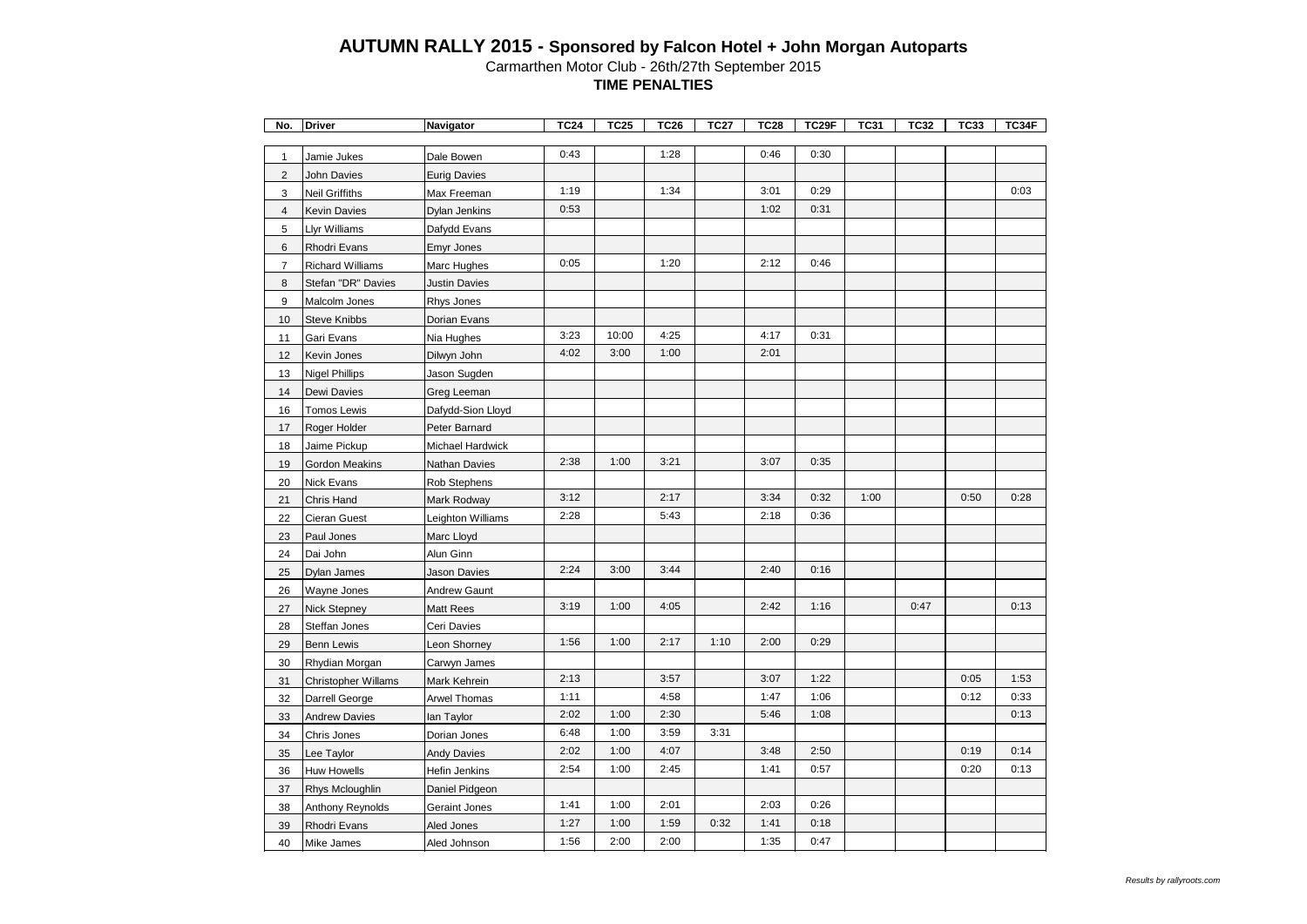# AUTUMN RALLY 2015 - Sponsored by Falcon Hotel + John Morgan Autoparts

Carmarthen Motor Club - 26th/27th September 2015

**TIME PENALTIES**

| No. | Driver | Navigator | TC24 | TC25 | TC26 | TC27 | TC28 | TC29F | TC31 | TC32 | TC33 | TC34F |
|---|---|---|---|---|---|---|---|---|---|---|---|---|
| 1 | Jamie Jukes | Dale Bowen | 0:43 | | 1:28 | | 0:46 | 0:30 | | | | |
| 2 | John Davies | Eurig Davies | | | | | | | | | | |
| 3 | Neil Griffiths | Max Freeman | 1:19 | | 1:34 | | 3:01 | 0:29 | | | | 0:03 |
| 4 | Kevin Davies | Dylan Jenkins | 0:53 | | | | 1:02 | 0:31 | | | | |
| 5 | Llyr Williams | Dafydd Evans | | | | | | | | | | |
| 6 | Rhodri Evans | Emyr Jones | | | | | | | | | | |
| 7 | Richard Williams | Marc Hughes | 0:05 | | 1:20 | | 2:12 | 0:46 | | | | |
| 8 | Stefan "DR" Davies | Justin Davies | | | | | | | | | | |
| 9 | Malcolm Jones | Rhys Jones | | | | | | | | | | |
| 10 | Steve Knibbs | Dorian Evans | | | | | | | | | | |
| 11 | Gari Evans | Nia Hughes | 3:23 | 10:00 | 4:25 | | 4:17 | 0:31 | | | | |
| 12 | Kevin Jones | Dilwyn John | 4:02 | 3:00 | 1:00 | | 2:01 | | | | | |
| 13 | Nigel Phillips | Jason Sugden | | | | | | | | | | |
| 14 | Dewi Davies | Greg Leeman | | | | | | | | | | |
| 16 | Tomos Lewis | Dafydd-Sion Lloyd | | | | | | | | | | |
| 17 | Roger Holder | Peter Barnard | | | | | | | | | | |
| 18 | Jaime Pickup | Michael Hardwick | | | | | | | | | | |
| 19 | Gordon Meakins | Nathan Davies | 2:38 | 1:00 | 3:21 | | 3:07 | 0:35 | | | | |
| 20 | Nick Evans | Rob Stephens | | | | | | | | | | |
| 21 | Chris Hand | Mark Rodway | 3:12 | | 2:17 | | 3:34 | 0:32 | 1:00 | | 0:50 | 0:28 |
| 22 | Cieran Guest | Leighton Williams | 2:28 | | 5:43 | | 2:18 | 0:36 | | | | |
| 23 | Paul Jones | Marc Lloyd | | | | | | | | | | |
| 24 | Dai John | Alun Ginn | | | | | | | | | | |
| 25 | Dylan James | Jason Davies | 2:24 | 3:00 | 3:44 | | 2:40 | 0:16 | | | | |
| 26 | Wayne Jones | Andrew Gaunt | | | | | | | | | | |
| 27 | Nick Stepney | Matt Rees | 3:19 | 1:00 | 4:05 | | 2:42 | 1:16 | | 0:47 | | 0:13 |
| 28 | Steffan Jones | Ceri Davies | | | | | | | | | | |
| 29 | Benn Lewis | Leon Shorney | 1:56 | 1:00 | 2:17 | 1:10 | 2:00 | 0:29 | | | | |
| 30 | Rhydian Morgan | Carwyn James | | | | | | | | | | |
| 31 | Christopher Willams | Mark Kehrein | 2:13 | | 3:57 | | 3:07 | 1:22 | | | 0:05 | 1:53 |
| 32 | Darrell George | Arwel Thomas | 1:11 | | 4:58 | | 1:47 | 1:06 | | | 0:12 | 0:33 |
| 33 | Andrew Davies | Ian Taylor | 2:02 | 1:00 | 2:30 | | 5:46 | 1:08 | | | | 0:13 |
| 34 | Chris Jones | Dorian Jones | 6:48 | 1:00 | 3:59 | 3:31 | | | | | | |
| 35 | Lee Taylor | Andy Davies | 2:02 | 1:00 | 4:07 | | 3:48 | 2:50 | | | 0:19 | 0:14 |
| 36 | Huw Howells | Hefin Jenkins | 2:54 | 1:00 | 2:45 | | 1:41 | 0:57 | | | 0:20 | 0:13 |
| 37 | Rhys Mcloughlin | Daniel Pidgeon | | | | | | | | | | |
| 38 | Anthony Reynolds | Geraint Jones | 1:41 | 1:00 | 2:01 | | 2:03 | 0:26 | | | | |
| 39 | Rhodri Evans | Aled Jones | 1:27 | 1:00 | 1:59 | 0:32 | 1:41 | 0:18 | | | | |
| 40 | Mike James | Aled Johnson | 1:56 | 2:00 | 2:00 | | 1:35 | 0:47 | | | | |

*Results by rallyroots.com*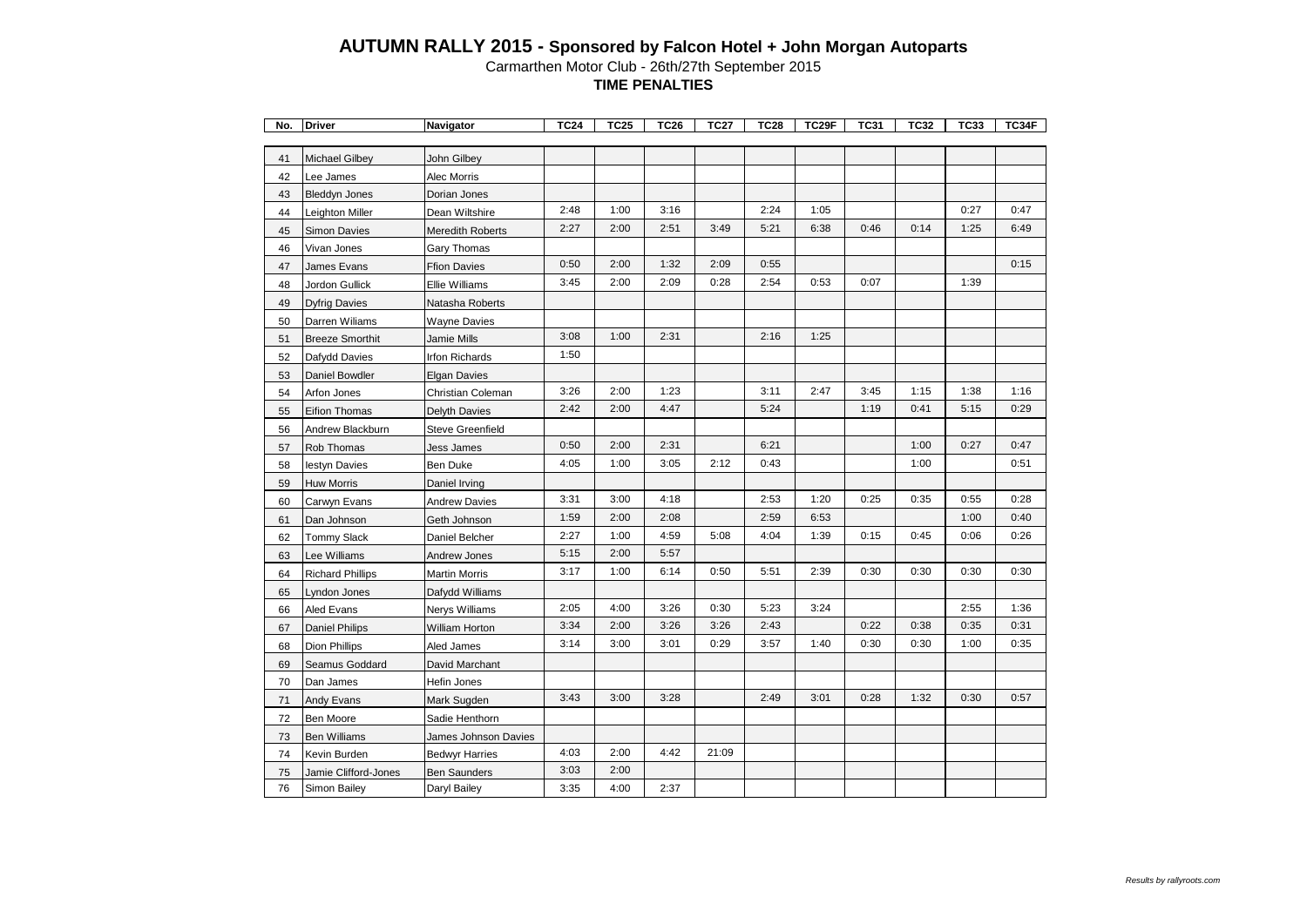# AUTUMN RALLY 2015 - Sponsored by Falcon Hotel + John Morgan Autoparts

Carmarthen Motor Club - 26th/27th September 2015

**TIME PENALTIES**

| No. | Driver | Navigator | TC24 | TC25 | TC26 | TC27 | TC28 | TC29F | TC31 | TC32 | TC33 | TC34F |
|---|---|---|---|---|---|---|---|---|---|---|---|---|
| 41 | Michael Gilbey | John Gilbey | | | | | | | | | | |
| 42 | Lee James | Alec Morris | | | | | | | | | | |
| 43 | Bleddyn Jones | Dorian Jones | | | | | | | | | | |
| 44 | Leighton Miller | Dean Wiltshire | 2:48 | 1:00 | 3:16 | | 2:24 | 1:05 | | | 0:27 | 0:47 |
| 45 | Simon Davies | Meredith Roberts | 2:27 | 2:00 | 2:51 | 3:49 | 5:21 | 6:38 | 0:46 | 0:14 | 1:25 | 6:49 |
| 46 | Vivan Jones | Gary Thomas | | | | | | | | | | |
| 47 | James Evans | Ffion Davies | 0:50 | 2:00 | 1:32 | 2:09 | 0:55 | | | | | 0:15 |
| 48 | Jordon Gullick | Ellie Williams | 3:45 | 2:00 | 2:09 | 0:28 | 2:54 | 0:53 | 0:07 | | 1:39 | |
| 49 | Dyfrig Davies | Natasha Roberts | | | | | | | | | | |
| 50 | Darren Wiliams | Wayne Davies | | | | | | | | | | |
| 51 | Breeze Smorthit | Jamie Mills | 3:08 | 1:00 | 2:31 | | 2:16 | 1:25 | | | | |
| 52 | Dafydd Davies | Irfon Richards | 1:50 | | | | | | | | | |
| 53 | Daniel Bowdler | Elgan Davies | | | | | | | | | | |
| 54 | Arfon Jones | Christian Coleman | 3:26 | 2:00 | 1:23 | | 3:11 | 2:47 | 3:45 | 1:15 | 1:38 | 1:16 |
| 55 | Eifion Thomas | Delyth Davies | 2:42 | 2:00 | 4:47 | | 5:24 | | 1:19 | 0:41 | 5:15 | 0:29 |
| 56 | Andrew Blackburn | Steve Greenfield | | | | | | | | | | |
| 57 | Rob Thomas | Jess James | 0:50 | 2:00 | 2:31 | | 6:21 | | | 1:00 | 0:27 | 0:47 |
| 58 | Iestyn Davies | Ben Duke | 4:05 | 1:00 | 3:05 | 2:12 | 0:43 | | | 1:00 | | 0:51 |
| 59 | Huw Morris | Daniel Irving | | | | | | | | | | |
| 60 | Carwyn Evans | Andrew Davies | 3:31 | 3:00 | 4:18 | | 2:53 | 1:20 | 0:25 | 0:35 | 0:55 | 0:28 |
| 61 | Dan Johnson | Geth Johnson | 1:59 | 2:00 | 2:08 | | 2:59 | 6:53 | | | 1:00 | 0:40 |
| 62 | Tommy Slack | Daniel Belcher | 2:27 | 1:00 | 4:59 | 5:08 | 4:04 | 1:39 | 0:15 | 0:45 | 0:06 | 0:26 |
| 63 | Lee Williams | Andrew Jones | 5:15 | 2:00 | 5:57 | | | | | | | |
| 64 | Richard Phillips | Martin Morris | 3:17 | 1:00 | 6:14 | 0:50 | 5:51 | 2:39 | 0:30 | 0:30 | 0:30 | 0:30 |
| 65 | Lyndon Jones | Dafydd Williams | | | | | | | | | | |
| 66 | Aled Evans | Nerys Williams | 2:05 | 4:00 | 3:26 | 0:30 | 5:23 | 3:24 | | | 2:55 | 1:36 |
| 67 | Daniel Philips | William Horton | 3:34 | 2:00 | 3:26 | 3:26 | 2:43 | | 0:22 | 0:38 | 0:35 | 0:31 |
| 68 | Dion Phillips | Aled James | 3:14 | 3:00 | 3:01 | 0:29 | 3:57 | 1:40 | 0:30 | 0:30 | 1:00 | 0:35 |
| 69 | Seamus Goddard | David Marchant | | | | | | | | | | |
| 70 | Dan James | Hefin Jones | | | | | | | | | | |
| 71 | Andy Evans | Mark Sugden | 3:43 | 3:00 | 3:28 | | 2:49 | 3:01 | 0:28 | 1:32 | 0:30 | 0:57 |
| 72 | Ben Moore | Sadie Henthorn | | | | | | | | | | |
| 73 | Ben Williams | James Johnson Davies | | | | | | | | | | |
| 74 | Kevin Burden | Bedwyr Harries | 4:03 | 2:00 | 4:42 | 21:09 | | | | | | |
| 75 | Jamie Clifford-Jones | Ben Saunders | 3:03 | 2:00 | | | | | | | | |
| 76 | Simon Bailey | Daryl Bailey | 3:35 | 4:00 | 2:37 | | | | | | | |

*Results by rallyroots.com*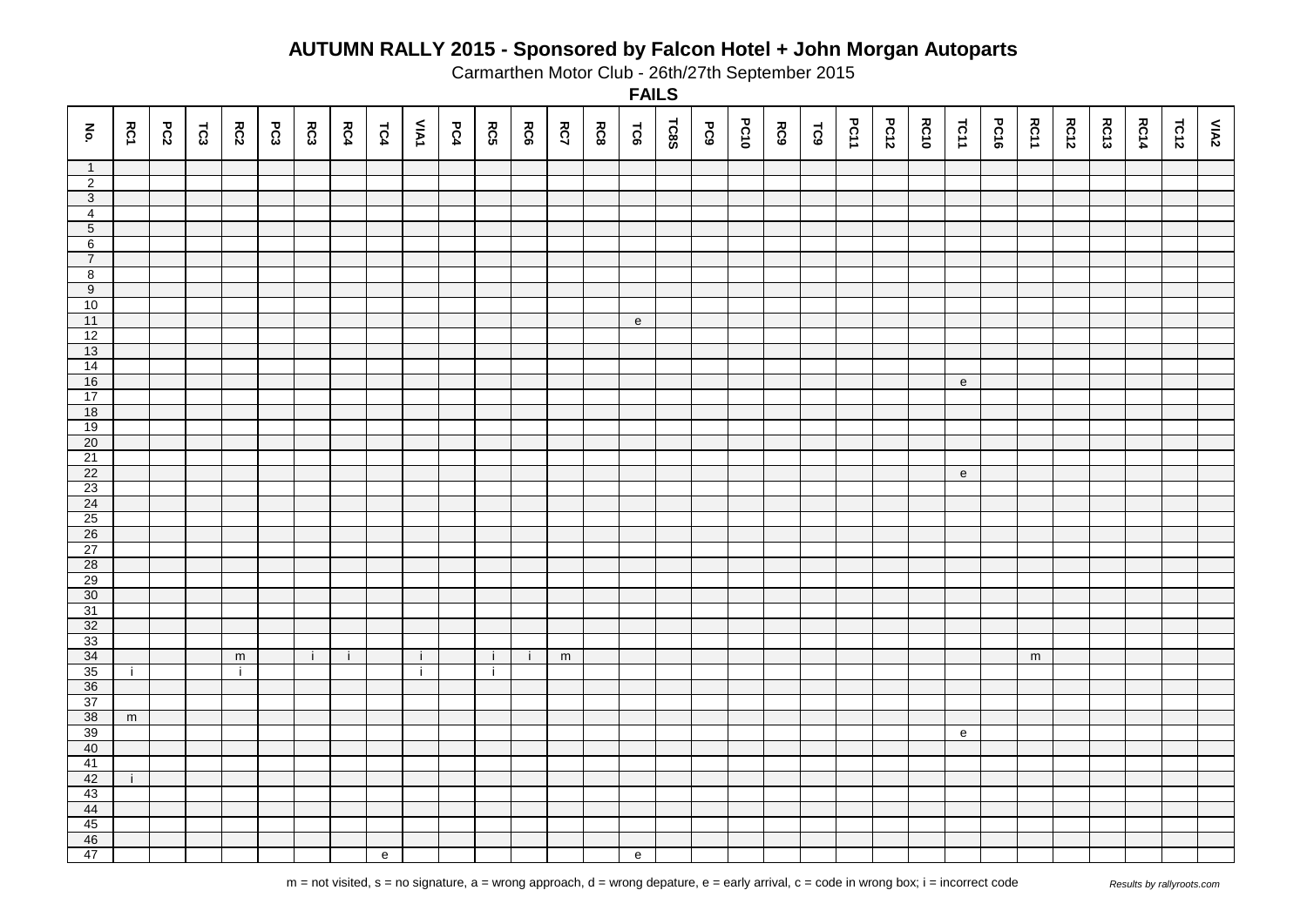# AUTUMN RALLY 2015 - Sponsored by Falcon Hotel + John Morgan Autoparts

Carmarthen Motor Club - 26th/27th September 2015

**FAILS**

| No. | RC1 | PC2 | TC3 | RC2 | PC3 | RC3 | RC4 | TC4 | VIA1 | PC4 | RC5 | RC6 | RC7 | RC8 | TC6 | TC8S | PC9 | PC10 | RC9 | TC9 | PC11 | PC12 | RC10 | TC11 | PC16 | RC11 | RC12 | RC13 | RC14 | TC12 | VIA2 |
|---|---|---|---|---|---|---|---|---|---|---|---|---|---|---|---|---|---|---|---|---|---|---|---|---|---|---|---|---|---|---|---|
| 1 | | | | | | | | | | | | | | | | | | | | | | | | | | | | | | | |
| 2 | | | | | | | | | | | | | | | | | | | | | | | | | | | | | | | |
| 3 | | | | | | | | | | | | | | | | | | | | | | | | | | | | | | | |
| 4 | | | | | | | | | | | | | | | | | | | | | | | | | | | | | | | |
| 5 | | | | | | | | | | | | | | | | | | | | | | | | | | | | | | | |
| 6 | | | | | | | | | | | | | | | | | | | | | | | | | | | | | | | |
| 7 | | | | | | | | | | | | | | | | | | | | | | | | | | | | | | | |
| 8 | | | | | | | | | | | | | | | | | | | | | | | | | | | | | | | |
| 9 | | | | | | | | | | | | | | | | | | | | | | | | | | | | | | | |
| 10 | | | | | | | | | | | | | | | | | | | | | | | | | | | | | | | |
| 11 | | | | | | | | | | | | | | | e | | | | | | | | | | | | | | | | |
| 12 | | | | | | | | | | | | | | | | | | | | | | | | | | | | | | | |
| 13 | | | | | | | | | | | | | | | | | | | | | | | | | | | | | | | |
| 14 | | | | | | | | | | | | | | | | | | | | | | | | | | | | | | | |
| 16 | | | | | | | | | | | | | | | | | | | | | | | | e | | | | | | | |
| 17 | | | | | | | | | | | | | | | | | | | | | | | | | | | | | | | |
| 18 | | | | | | | | | | | | | | | | | | | | | | | | | | | | | | | |
| 19 | | | | | | | | | | | | | | | | | | | | | | | | | | | | | | | |
| 20 | | | | | | | | | | | | | | | | | | | | | | | | | | | | | | | |
| 21 | | | | | | | | | | | | | | | | | | | | | | | | | | | | | | | |
| 22 | | | | | | | | | | | | | | | | | | | | | | | | e | | | | | | | |
| 23 | | | | | | | | | | | | | | | | | | | | | | | | | | | | | | | |
| 24 | | | | | | | | | | | | | | | | | | | | | | | | | | | | | | | |
| 25 | | | | | | | | | | | | | | | | | | | | | | | | | | | | | | | |
| 26 | | | | | | | | | | | | | | | | | | | | | | | | | | | | | | | |
| 27 | | | | | | | | | | | | | | | | | | | | | | | | | | | | | | | |
| 28 | | | | | | | | | | | | | | | | | | | | | | | | | | | | | | | |
| 29 | | | | | | | | | | | | | | | | | | | | | | | | | | | | | | | |
| 30 | | | | | | | | | | | | | | | | | | | | | | | | | | | | | | | |
| 31 | | | | | | | | | | | | | | | | | | | | | | | | | | | | | | | |
| 32 | | | | | | | | | | | | | | | | | | | | | | | | | | | | | | | |
| 33 | | | | | | | | | | | | | | | | | | | | | | | | | | | | | | | |
| 34 | | | | m | | i | i | | i | | i | i | m | | | | | | | | | | | | | m | | | | | |
| 35 | i | | | i | | | | | i | | i | | | | | | | | | | | | | | | | | | | | |
| 36 | | | | | | | | | | | | | | | | | | | | | | | | | | | | | | | |
| 37 | | | | | | | | | | | | | | | | | | | | | | | | | | | | | | | |
| 38 | m | | | | | | | | | | | | | | | | | | | | | | | | | | | | | | |
| 39 | | | | | | | | | | | | | | | | | | | | | | | | e | | | | | | | |
| 40 | | | | | | | | | | | | | | | | | | | | | | | | | | | | | | | |
| 41 | | | | | | | | | | | | | | | | | | | | | | | | | | | | | | | |
| 42 | i | | | | | | | | | | | | | | | | | | | | | | | | | | | | | | |
| 43 | | | | | | | | | | | | | | | | | | | | | | | | | | | | | | | |
| 44 | | | | | | | | | | | | | | | | | | | | | | | | | | | | | | | |
| 45 | | | | | | | | | | | | | | | | | | | | | | | | | | | | | | | |
| 46 | | | | | | | | | | | | | | | | | | | | | | | | | | | | | | | |
| 47 | | | | | | | | e | | | | | | | e | | | | | | | | | | | | | | | | |

m = not visited, s = no signature, a = wrong approach, d = wrong depature, e = early arrival, c = code in wrong box; i = incorrect code

*Results by rallyroots.com*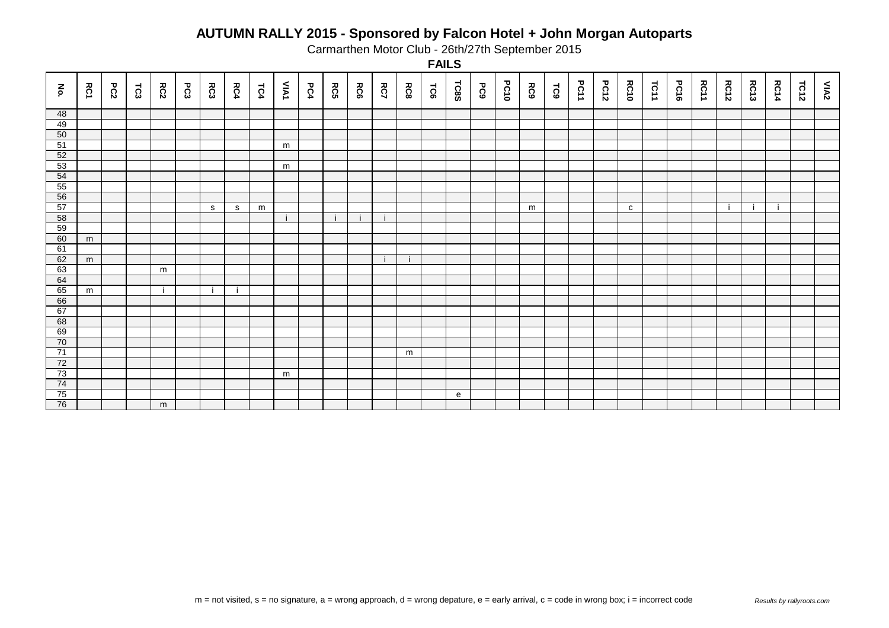# AUTUMN RALLY 2015 - Sponsored by Falcon Hotel + John Morgan Autoparts

Carmarthen Motor Club - 26th/27th September 2015

## FAILS

| No. | RC1 | PC2 | TC3 | RC2 | PC3 | RC3 | RC4 | TC4 | VIA1 | PC4 | RC5 | RC6 | RC7 | RC8 | TC6 | TC8S | PC9 | PC10 | RC9 | TC9 | PC11 | PC12 | RC10 | TC11 | PC16 | RC11 | RC12 | RC13 | RC14 | TC12 | VIA2 |
|---|---|---|---|---|---|---|---|---|---|---|---|---|---|---|---|---|---|---|---|---|---|---|---|---|---|---|---|---|---|---|---|
| 48 | | | | | | | | | | | | | | | | | | | | | | | | | | | | | | | |
| 49 | | | | | | | | | | | | | | | | | | | | | | | | | | | | | | | |
| 50 | | | | | | | | | | | | | | | | | | | | | | | | | | | | | | | |
| 51 | | | | | | | | | m | | | | | | | | | | | | | | | | | | | | | | |
| 52 | | | | | | | | | | | | | | | | | | | | | | | | | | | | | | | |
| 53 | | | | | | | | | m | | | | | | | | | | | | | | | | | | | | | | |
| 54 | | | | | | | | | | | | | | | | | | | | | | | | | | | | | | | |
| 55 | | | | | | | | | | | | | | | | | | | | | | | | | | | | | | | |
| 56 | | | | | | | | | | | | | | | | | | | | | | | | | | | | | | | |
| 57 | | | | | | s | s | m | | | | | | | | | | | m | | | | c | | | | i | i | i | | |
| 58 | | | | | | | | | i | | i | i | i | | | | | | | | | | | | | | | | | | |
| 59 | | | | | | | | | | | | | | | | | | | | | | | | | | | | | | | |
| 60 | m | | | | | | | | | | | | | | | | | | | | | | | | | | | | | | |
| 61 | | | | | | | | | | | | | | | | | | | | | | | | | | | | | | | |
| 62 | m | | | | | | | | | | | | i | i | | | | | | | | | | | | | | | | | |
| 63 | | | | m | | | | | | | | | | | | | | | | | | | | | | | | | | | |
| 64 | | | | | | | | | | | | | | | | | | | | | | | | | | | | | | | |
| 65 | m | | | i | | i | i | | | | | | | | | | | | | | | | | | | | | | | | |
| 66 | | | | | | | | | | | | | | | | | | | | | | | | | | | | | | | |
| 67 | | | | | | | | | | | | | | | | | | | | | | | | | | | | | | | |
| 68 | | | | | | | | | | | | | | | | | | | | | | | | | | | | | | | |
| 69 | | | | | | | | | | | | | | | | | | | | | | | | | | | | | | | |
| 70 | | | | | | | | | | | | | | | | | | | | | | | | | | | | | | | |
| 71 | | | | | | | | | | | | | | m | | | | | | | | | | | | | | | | | |
| 72 | | | | | | | | | | | | | | | | | | | | | | | | | | | | | | | |
| 73 | | | | | | | | | m | | | | | | | | | | | | | | | | | | | | | | |
| 74 | | | | | | | | | | | | | | | | | | | | | | | | | | | | | | | |
| 75 | | | | | | | | | | | | | | | | e | | | | | | | | | | | | | | | |
| 76 | | | | m | | | | | | | | | | | | | | | | | | | | | | | | | | | |

m = not visited, s = no signature, a = wrong approach, d = wrong depature, e = early arrival, c = code in wrong box; i = incorrect code

*Results by rallyroots.com*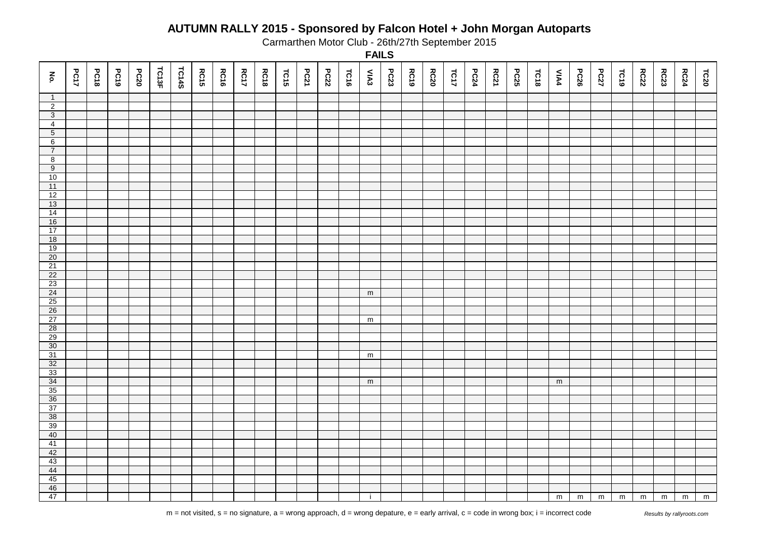# AUTUMN RALLY 2015 - Sponsored by Falcon Hotel + John Morgan Autoparts

Carmarthen Motor Club - 26th/27th September 2015

## FAILS

| No. | PC17 | PC18 | PC19 | PC20 | TC13F | TC14S | RC15 | RC16 | RC17 | RC18 | TC15 | PC21 | PC22 | TC16 | VIA3 | PC23 | RC19 | RC20 | TC17 | PC24 | RC21 | PC25 | TC18 | VIA4 | PC26 | PC27 | TC19 | RC22 | RC23 | RC24 | TC20 |
|---|---|---|---|---|---|---|---|---|---|---|---|---|---|---|---|---|---|---|---|---|---|---|---|---|---|---|---|---|---|---|---|
| 1 | | | | | | | | | | | | | | | | | | | | | | | | | | | | | | | |
| 2 | | | | | | | | | | | | | | | | | | | | | | | | | | | | | | | |
| 3 | | | | | | | | | | | | | | | | | | | | | | | | | | | | | | | |
| 4 | | | | | | | | | | | | | | | | | | | | | | | | | | | | | | | |
| 5 | | | | | | | | | | | | | | | | | | | | | | | | | | | | | | | |
| 6 | | | | | | | | | | | | | | | | | | | | | | | | | | | | | | | |
| 7 | | | | | | | | | | | | | | | | | | | | | | | | | | | | | | | |
| 8 | | | | | | | | | | | | | | | | | | | | | | | | | | | | | | | |
| 9 | | | | | | | | | | | | | | | | | | | | | | | | | | | | | | | |
| 10 | | | | | | | | | | | | | | | | | | | | | | | | | | | | | | | |
| 11 | | | | | | | | | | | | | | | | | | | | | | | | | | | | | | | |
| 12 | | | | | | | | | | | | | | | | | | | | | | | | | | | | | | | |
| 13 | | | | | | | | | | | | | | | | | | | | | | | | | | | | | | | |
| 14 | | | | | | | | | | | | | | | | | | | | | | | | | | | | | | | |
| 16 | | | | | | | | | | | | | | | | | | | | | | | | | | | | | | | |
| 17 | | | | | | | | | | | | | | | | | | | | | | | | | | | | | | | |
| 18 | | | | | | | | | | | | | | | | | | | | | | | | | | | | | | | |
| 19 | | | | | | | | | | | | | | | | | | | | | | | | | | | | | | | |
| 20 | | | | | | | | | | | | | | | | | | | | | | | | | | | | | | | |
| 21 | | | | | | | | | | | | | | | | | | | | | | | | | | | | | | | |
| 22 | | | | | | | | | | | | | | | | | | | | | | | | | | | | | | | |
| 23 | | | | | | | | | | | | | | | | | | | | | | | | | | | | | | | |
| 24 | | | | | | | | | | | | | | | m | | | | | | | | | | | | | | | | |
| 25 | | | | | | | | | | | | | | | | | | | | | | | | | | | | | | | |
| 26 | | | | | | | | | | | | | | | | | | | | | | | | | | | | | | | |
| 27 | | | | | | | | | | | | | | | m | | | | | | | | | | | | | | | | |
| 28 | | | | | | | | | | | | | | | | | | | | | | | | | | | | | | | |
| 29 | | | | | | | | | | | | | | | | | | | | | | | | | | | | | | | |
| 30 | | | | | | | | | | | | | | | | | | | | | | | | | | | | | | | |
| 31 | | | | | | | | | | | | | | | m | | | | | | | | | | | | | | | | |
| 32 | | | | | | | | | | | | | | | | | | | | | | | | | | | | | | | |
| 33 | | | | | | | | | | | | | | | | | | | | | | | | | | | | | | | |
| 34 | | | | | | | | | | | | | | | m | | | | | | | | | m | | | | | | | |
| 35 | | | | | | | | | | | | | | | | | | | | | | | | | | | | | | | |
| 36 | | | | | | | | | | | | | | | | | | | | | | | | | | | | | | | |
| 37 | | | | | | | | | | | | | | | | | | | | | | | | | | | | | | | |
| 38 | | | | | | | | | | | | | | | | | | | | | | | | | | | | | | | |
| 39 | | | | | | | | | | | | | | | | | | | | | | | | | | | | | | | |
| 40 | | | | | | | | | | | | | | | | | | | | | | | | | | | | | | | |
| 41 | | | | | | | | | | | | | | | | | | | | | | | | | | | | | | | |
| 42 | | | | | | | | | | | | | | | | | | | | | | | | | | | | | | | |
| 43 | | | | | | | | | | | | | | | | | | | | | | | | | | | | | | | |
| 44 | | | | | | | | | | | | | | | | | | | | | | | | | | | | | | | |
| 45 | | | | | | | | | | | | | | | | | | | | | | | | | | | | | | | |
| 46 | | | | | | | | | | | | | | | | | | | | | | | | | | | | | | | |
| 47 | | | | | | | | | | | | | | | i | | | | | | | | | m | m | m | m | m | m | m | m |

m = not visited, s = no signature, a = wrong approach, d = wrong depature, e = early arrival, c = code in wrong box; i = incorrect code

*Results by rallyroots.com*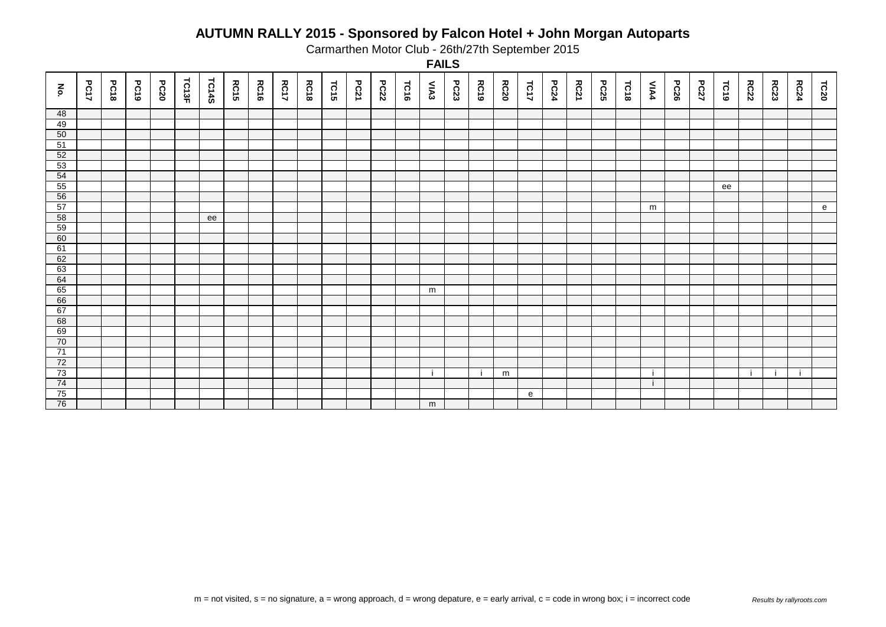# AUTUMN RALLY 2015 - Sponsored by Falcon Hotel + John Morgan Autoparts

Carmarthen Motor Club - 26th/27th September 2015

## FAILS

| No. | PC17 | PC18 | PC19 | PC20 | TC13F | TC14S | RC15 | RC16 | RC17 | RC18 | TC15 | PC21 | PC22 | TC16 | VIA3 | PC23 | RC19 | RC20 | TC17 | PC24 | RC21 | PC25 | TC18 | VIA4 | PC26 | PC27 | TC19 | RC22 | RC23 | RC24 | TC20 |
|---|---|---|---|---|---|---|---|---|---|---|---|---|---|---|---|---|---|---|---|---|---|---|---|---|---|---|---|---|---|---|---|
| 48 | | | | | | | | | | | | | | | | | | | | | | | | | | | | | | | |
| 49 | | | | | | | | | | | | | | | | | | | | | | | | | | | | | | | |
| 50 | | | | | | | | | | | | | | | | | | | | | | | | | | | | | | | |
| 51 | | | | | | | | | | | | | | | | | | | | | | | | | | | | | | | |
| 52 | | | | | | | | | | | | | | | | | | | | | | | | | | | | | | | |
| 53 | | | | | | | | | | | | | | | | | | | | | | | | | | | | | | | |
| 54 | | | | | | | | | | | | | | | | | | | | | | | | | | | | | | | |
| 55 | | | | | | | | | | | | | | | | | | | | | | | | | | | ee | | | | |
| 56 | | | | | | | | | | | | | | | | | | | | | | | | | | | | | | | |
| 57 | | | | | | | | | | | | | | | | | | | | | | | | m | | | | | | | e |
| 58 | | | | | | ee | | | | | | | | | | | | | | | | | | | | | | | | | |
| 59 | | | | | | | | | | | | | | | | | | | | | | | | | | | | | | | |
| 60 | | | | | | | | | | | | | | | | | | | | | | | | | | | | | | | |
| 61 | | | | | | | | | | | | | | | | | | | | | | | | | | | | | | | |
| 62 | | | | | | | | | | | | | | | | | | | | | | | | | | | | | | | |
| 63 | | | | | | | | | | | | | | | | | | | | | | | | | | | | | | | |
| 64 | | | | | | | | | | | | | | | | | | | | | | | | | | | | | | | |
| 65 | | | | | | | | | | | | | | | m | | | | | | | | | | | | | | | | |
| 66 | | | | | | | | | | | | | | | | | | | | | | | | | | | | | | | |
| 67 | | | | | | | | | | | | | | | | | | | | | | | | | | | | | | | |
| 68 | | | | | | | | | | | | | | | | | | | | | | | | | | | | | | | |
| 69 | | | | | | | | | | | | | | | | | | | | | | | | | | | | | | | |
| 70 | | | | | | | | | | | | | | | | | | | | | | | | | | | | | | | |
| 71 | | | | | | | | | | | | | | | | | | | | | | | | | | | | | | | |
| 72 | | | | | | | | | | | | | | | | | | | | | | | | | | | | | | | |
| 73 | | | | | | | | | | | | | | | i | | i | m | | | | | | i | | | | i | i | i | |
| 74 | | | | | | | | | | | | | | | | | | | | | | | | i | | | | | | | |
| 75 | | | | | | | | | | | | | | | | | | | e | | | | | | | | | | | | |
| 76 | | | | | | | | | | | | | | | m | | | | | | | | | | | | | | | | |

m = not visited, s = no signature, a = wrong approach, d = wrong depature, e = early arrival, c = code in wrong box; i = incorrect code

*Results by rallyroots.com*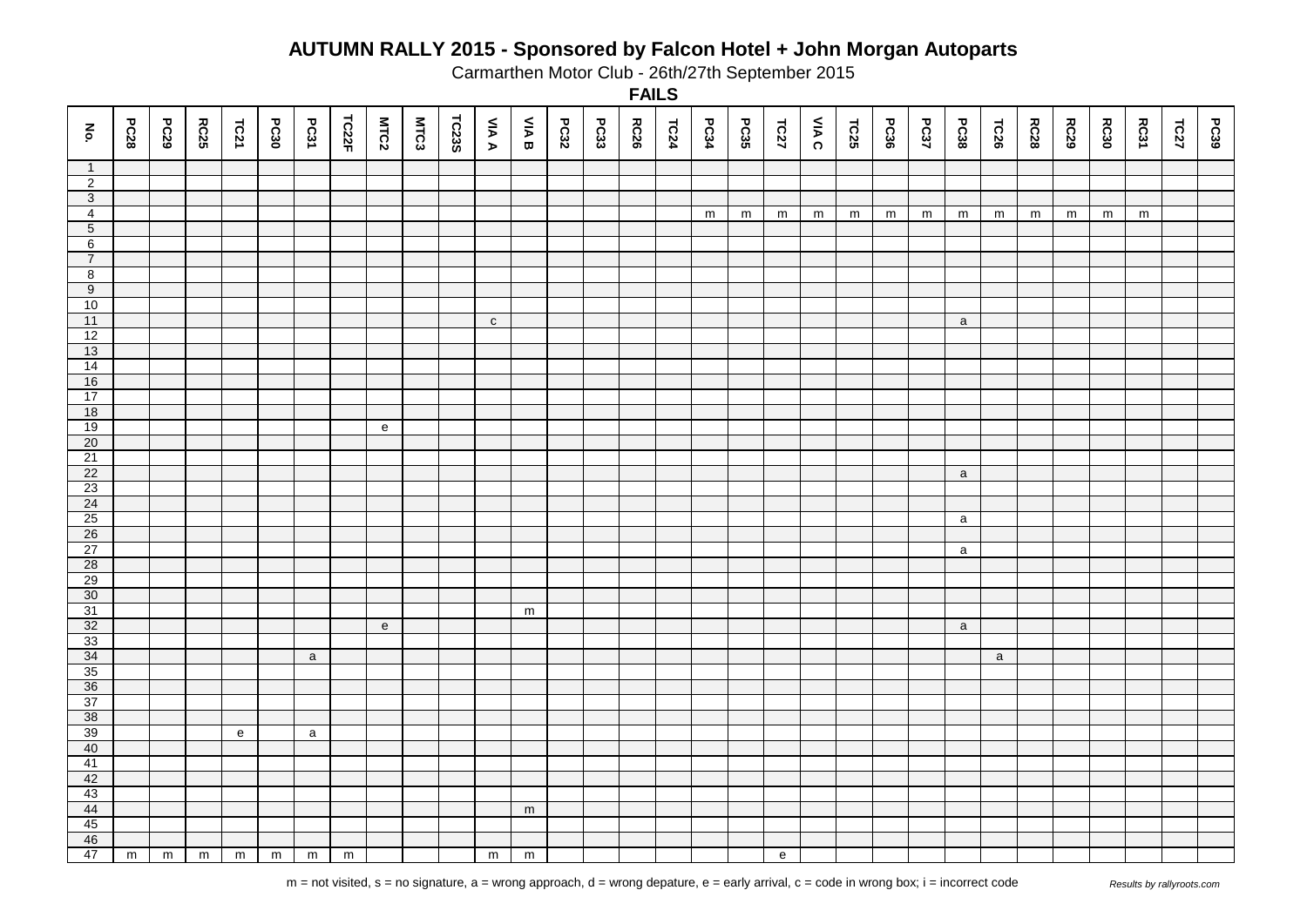# AUTUMN RALLY 2015 - Sponsored by Falcon Hotel + John Morgan Autoparts

Carmarthen Motor Club - 26th/27th September 2015

**FAILS**

| No. | PC28 | PC29 | RC25 | TC21 | PC30 | PC31 | TC22F | MTC2 | MTC3 | TC23S | VIA A | VIA B | PC32 | PC33 | RC26 | TC24 | PC34 | PC35 | TC27 | VIA C | TC25 | PC36 | PC37 | PC38 | TC26 | RC28 | RC29 | RC30 | RC31 | TC27 | PC39 |
|---|---|---|---|---|---|---|---|---|---|---|---|---|---|---|---|---|---|---|---|---|---|---|---|---|---|---|---|---|---|---|---|
| 1 | | | | | | | | | | | | | | | | | | | | | | | | | | | | | | | |
| 2 | | | | | | | | | | | | | | | | | | | | | | | | | | | | | | | |
| 3 | | | | | | | | | | | | | | | | | | | | | | | | | | | | | | | |
| 4 | | | | | | | | | | | | | | | | | m | m | m | m | m | m | m | m | m | m | m | m | m | | |
| 5 | | | | | | | | | | | | | | | | | | | | | | | | | | | | | | | |
| 6 | | | | | | | | | | | | | | | | | | | | | | | | | | | | | | | |
| 7 | | | | | | | | | | | | | | | | | | | | | | | | | | | | | | | |
| 8 | | | | | | | | | | | | | | | | | | | | | | | | | | | | | | | |
| 9 | | | | | | | | | | | | | | | | | | | | | | | | | | | | | | | |
| 10 | | | | | | | | | | | | | | | | | | | | | | | | | | | | | | | |
| 11 | | | | | | | | | | | c | | | | | | | | | | | | | a | | | | | | | |
| 12 | | | | | | | | | | | | | | | | | | | | | | | | | | | | | | | |
| 13 | | | | | | | | | | | | | | | | | | | | | | | | | | | | | | | |
| 14 | | | | | | | | | | | | | | | | | | | | | | | | | | | | | | | |
| 16 | | | | | | | | | | | | | | | | | | | | | | | | | | | | | | | |
| 17 | | | | | | | | | | | | | | | | | | | | | | | | | | | | | | | |
| 18 | | | | | | | | | | | | | | | | | | | | | | | | | | | | | | | |
| 19 | | | | | | | | e | | | | | | | | | | | | | | | | | | | | | | | |
| 20 | | | | | | | | | | | | | | | | | | | | | | | | | | | | | | | |
| 21 | | | | | | | | | | | | | | | | | | | | | | | | | | | | | | | |
| 22 | | | | | | | | | | | | | | | | | | | | | | | | a | | | | | | | |
| 23 | | | | | | | | | | | | | | | | | | | | | | | | | | | | | | | |
| 24 | | | | | | | | | | | | | | | | | | | | | | | | | | | | | | | |
| 25 | | | | | | | | | | | | | | | | | | | | | | | | a | | | | | | | |
| 26 | | | | | | | | | | | | | | | | | | | | | | | | | | | | | | | |
| 27 | | | | | | | | | | | | | | | | | | | | | | | | a | | | | | | | |
| 28 | | | | | | | | | | | | | | | | | | | | | | | | | | | | | | | |
| 29 | | | | | | | | | | | | | | | | | | | | | | | | | | | | | | | |
| 30 | | | | | | | | | | | | | | | | | | | | | | | | | | | | | | | |
| 31 | | | | | | | | | | | | m | | | | | | | | | | | | | | | | | | | |
| 32 | | | | | | | | e | | | | | | | | | | | | | | | | a | | | | | | | |
| 33 | | | | | | | | | | | | | | | | | | | | | | | | | | | | | | | |
| 34 | | | | | | a | | | | | | | | | | | | | | | | | | | a | | | | | | |
| 35 | | | | | | | | | | | | | | | | | | | | | | | | | | | | | | | |
| 36 | | | | | | | | | | | | | | | | | | | | | | | | | | | | | | | |
| 37 | | | | | | | | | | | | | | | | | | | | | | | | | | | | | | | |
| 38 | | | | | | | | | | | | | | | | | | | | | | | | | | | | | | | |
| 39 | | | | e | | a | | | | | | | | | | | | | | | | | | | | | | | | | |
| 40 | | | | | | | | | | | | | | | | | | | | | | | | | | | | | | | |
| 41 | | | | | | | | | | | | | | | | | | | | | | | | | | | | | | | |
| 42 | | | | | | | | | | | | | | | | | | | | | | | | | | | | | | | |
| 43 | | | | | | | | | | | | | | | | | | | | | | | | | | | | | | | |
| 44 | | | | | | | | | | | | m | | | | | | | | | | | | | | | | | | | |
| 45 | | | | | | | | | | | | | | | | | | | | | | | | | | | | | | | |
| 46 | | | | | | | | | | | | | | | | | | | | | | | | | | | | | | | |
| 47 | m | m | m | m | m | m | m | | | | m | m | | | | | | | e | | | | | | | | | | | | |

m = not visited, s = no signature, a = wrong approach, d = wrong depature, e = early arrival, c = code in wrong box; i = incorrect code

*Results by rallyroots.com*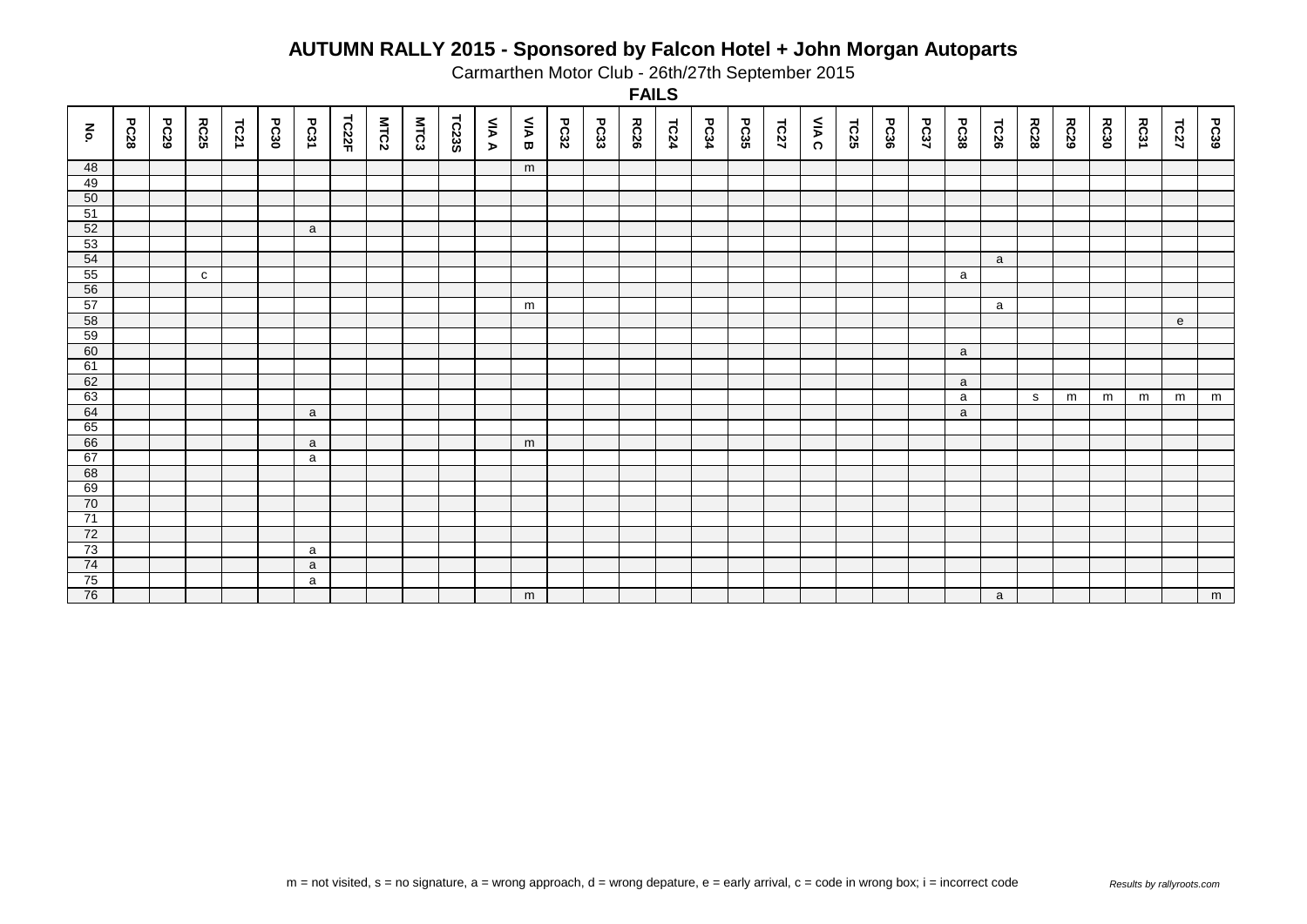# AUTUMN RALLY 2015 - Sponsored by Falcon Hotel + John Morgan Autoparts

Carmarthen Motor Club - 26th/27th September 2015

## FAILS

| No. | PC28 | PC29 | RC25 | TC21 | PC30 | PC31 | TC22F | MTC2 | MTC3 | TC23S | VIA A | VIA B | PC32 | PC33 | RC26 | TC24 | PC34 | PC35 | TC27 | VIA C | TC25 | PC36 | PC37 | PC38 | TC26 | RC28 | RC29 | RC30 | RC31 | TC27 | PC39 |
|---|---|---|---|---|---|---|---|---|---|---|---|---|---|---|---|---|---|---|---|---|---|---|---|---|---|---|---|---|---|---|---|
| 48 | | | | | | | | | | | | m | | | | | | | | | | | | | | | | | | | |
| 49 | | | | | | | | | | | | | | | | | | | | | | | | | | | | | | | |
| 50 | | | | | | | | | | | | | | | | | | | | | | | | | | | | | | | |
| 51 | | | | | | | | | | | | | | | | | | | | | | | | | | | | | | | |
| 52 | | | | | | a | | | | | | | | | | | | | | | | | | | | | | | | | |
| 53 | | | | | | | | | | | | | | | | | | | | | | | | | | | | | | | |
| 54 | | | | | | | | | | | | | | | | | | | | | | | | | a | | | | | | |
| 55 | | | c | | | | | | | | | | | | | | | | | | | | | a | | | | | | | |
| 56 | | | | | | | | | | | | | | | | | | | | | | | | | | | | | | | |
| 57 | | | | | | | | | | | | m | | | | | | | | | | | | | a | | | | | | |
| 58 | | | | | | | | | | | | | | | | | | | | | | | | | | | | | | e | |
| 59 | | | | | | | | | | | | | | | | | | | | | | | | | | | | | | | |
| 60 | | | | | | | | | | | | | | | | | | | | | | | | a | | | | | | | |
| 61 | | | | | | | | | | | | | | | | | | | | | | | | | | | | | | | |
| 62 | | | | | | | | | | | | | | | | | | | | | | | | a | | | | | | | |
| 63 | | | | | | | | | | | | | | | | | | | | | | | | a | | s | m | m | m | m | m |
| 64 | | | | | | a | | | | | | | | | | | | | | | | | | a | | | | | | | |
| 65 | | | | | | | | | | | | | | | | | | | | | | | | | | | | | | | |
| 66 | | | | | | a | | | | | | m | | | | | | | | | | | | | | | | | | | |
| 67 | | | | | | a | | | | | | | | | | | | | | | | | | | | | | | | | |
| 68 | | | | | | | | | | | | | | | | | | | | | | | | | | | | | | | |
| 69 | | | | | | | | | | | | | | | | | | | | | | | | | | | | | | | |
| 70 | | | | | | | | | | | | | | | | | | | | | | | | | | | | | | | |
| 71 | | | | | | | | | | | | | | | | | | | | | | | | | | | | | | | |
| 72 | | | | | | | | | | | | | | | | | | | | | | | | | | | | | | | |
| 73 | | | | | | a | | | | | | | | | | | | | | | | | | | | | | | | | |
| 74 | | | | | | a | | | | | | | | | | | | | | | | | | | | | | | | | |
| 75 | | | | | | a | | | | | | | | | | | | | | | | | | | | | | | | | |
| 76 | | | | | | | | | | | | m | | | | | | | | | | | | | a | | | | | | m |

m = not visited, s = no signature, a = wrong approach, d = wrong depature, e = early arrival, c = code in wrong box; i = incorrect code

*Results by rallyroots.com*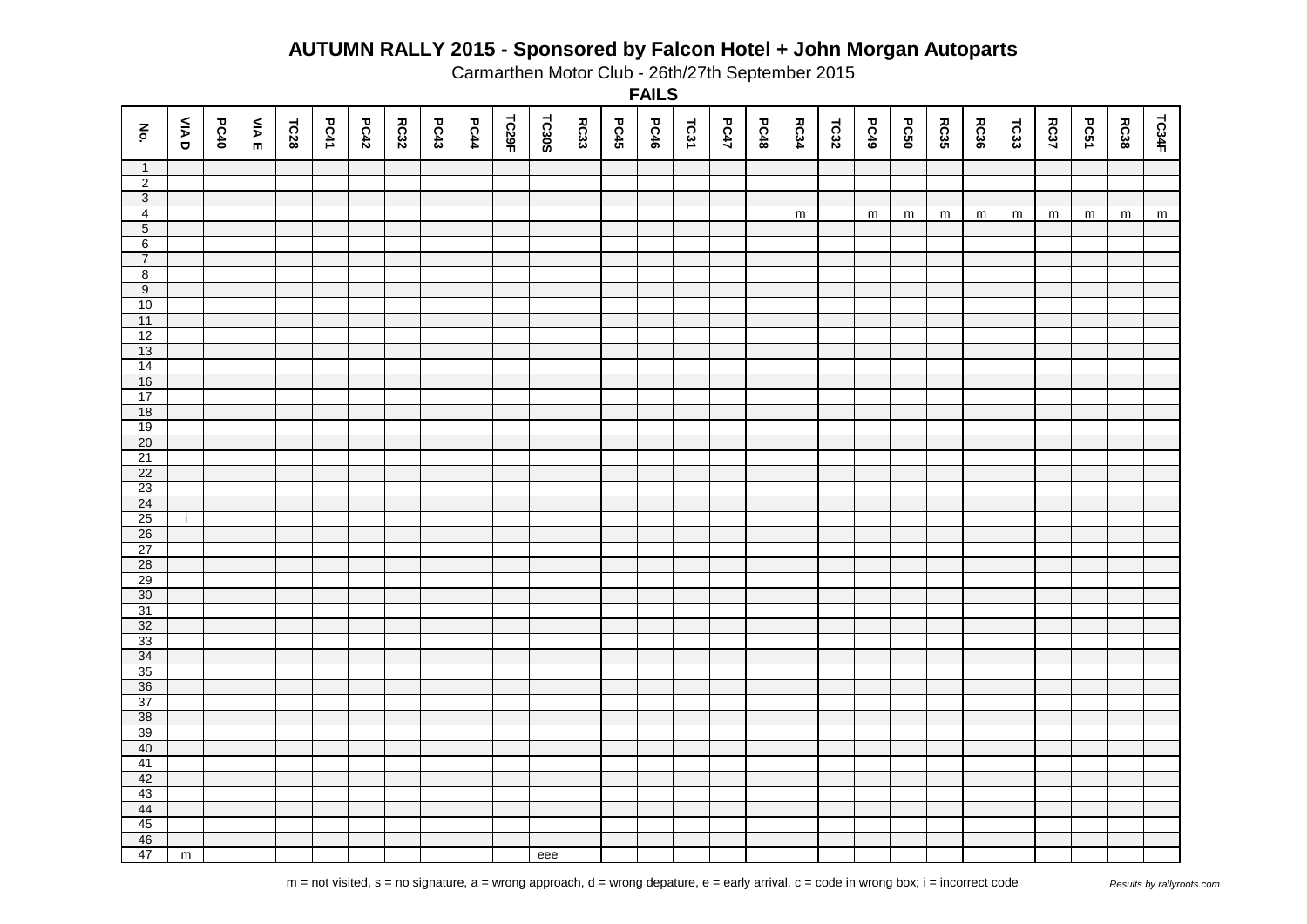# AUTUMN RALLY 2015 - Sponsored by Falcon Hotel + John Morgan Autoparts

Carmarthen Motor Club - 26th/27th September 2015

## FAILS

| No. | VIA D | PC40 | VIA E | TC28 | PC41 | PC42 | RC32 | PC43 | PC44 | TC29F | TC30S | RC33 | PC45 | PC46 | TC31 | PC47 | PC48 | RC34 | TC32 | PC49 | PC50 | RC35 | RC36 | TC33 | RC37 | PC51 | RC38 | TC34F |
|---|---|---|---|---|---|---|---|---|---|---|---|---|---|---|---|---|---|---|---|---|---|---|---|---|---|---|---|---|
| 1 | | | | | | | | | | | | | | | | | | | | | | | | | | | | |
| 2 | | | | | | | | | | | | | | | | | | | | | | | | | | | | |
| 3 | | | | | | | | | | | | | | | | | | | | | | | | | | | | |
| 4 | | | | | | | | | | | | | | | | | | m | | m | m | m | m | m | m | m | m | m |
| 5 | | | | | | | | | | | | | | | | | | | | | | | | | | | | |
| 6 | | | | | | | | | | | | | | | | | | | | | | | | | | | | |
| 7 | | | | | | | | | | | | | | | | | | | | | | | | | | | | |
| 8 | | | | | | | | | | | | | | | | | | | | | | | | | | | | |
| 9 | | | | | | | | | | | | | | | | | | | | | | | | | | | | |
| 10 | | | | | | | | | | | | | | | | | | | | | | | | | | | | |
| 11 | | | | | | | | | | | | | | | | | | | | | | | | | | | | |
| 12 | | | | | | | | | | | | | | | | | | | | | | | | | | | | |
| 13 | | | | | | | | | | | | | | | | | | | | | | | | | | | | |
| 14 | | | | | | | | | | | | | | | | | | | | | | | | | | | | |
| 16 | | | | | | | | | | | | | | | | | | | | | | | | | | | | |
| 17 | | | | | | | | | | | | | | | | | | | | | | | | | | | | |
| 18 | | | | | | | | | | | | | | | | | | | | | | | | | | | | |
| 19 | | | | | | | | | | | | | | | | | | | | | | | | | | | | |
| 20 | | | | | | | | | | | | | | | | | | | | | | | | | | | | |
| 21 | | | | | | | | | | | | | | | | | | | | | | | | | | | | |
| 22 | | | | | | | | | | | | | | | | | | | | | | | | | | | | |
| 23 | | | | | | | | | | | | | | | | | | | | | | | | | | | | |
| 24 | | | | | | | | | | | | | | | | | | | | | | | | | | | | |
| 25 | i | | | | | | | | | | | | | | | | | | | | | | | | | | | |
| 26 | | | | | | | | | | | | | | | | | | | | | | | | | | | | |
| 27 | | | | | | | | | | | | | | | | | | | | | | | | | | | | |
| 28 | | | | | | | | | | | | | | | | | | | | | | | | | | | | |
| 29 | | | | | | | | | | | | | | | | | | | | | | | | | | | | |
| 30 | | | | | | | | | | | | | | | | | | | | | | | | | | | | |
| 31 | | | | | | | | | | | | | | | | | | | | | | | | | | | | |
| 32 | | | | | | | | | | | | | | | | | | | | | | | | | | | | |
| 33 | | | | | | | | | | | | | | | | | | | | | | | | | | | | |
| 34 | | | | | | | | | | | | | | | | | | | | | | | | | | | | |
| 35 | | | | | | | | | | | | | | | | | | | | | | | | | | | | |
| 36 | | | | | | | | | | | | | | | | | | | | | | | | | | | | |
| 37 | | | | | | | | | | | | | | | | | | | | | | | | | | | | |
| 38 | | | | | | | | | | | | | | | | | | | | | | | | | | | | |
| 39 | | | | | | | | | | | | | | | | | | | | | | | | | | | | |
| 40 | | | | | | | | | | | | | | | | | | | | | | | | | | | | |
| 41 | | | | | | | | | | | | | | | | | | | | | | | | | | | | |
| 42 | | | | | | | | | | | | | | | | | | | | | | | | | | | | |
| 43 | | | | | | | | | | | | | | | | | | | | | | | | | | | | |
| 44 | | | | | | | | | | | | | | | | | | | | | | | | | | | | |
| 45 | | | | | | | | | | | | | | | | | | | | | | | | | | | | |
| 46 | | | | | | | | | | | | | | | | | | | | | | | | | | | | |
| 47 | m | | | | | | | | | | eee | | | | | | | | | | | | | | | | | |

m = not visited, s = no signature, a = wrong approach, d = wrong depature, e = early arrival, c = code in wrong box; i = incorrect code

*Results by rallyroots.com*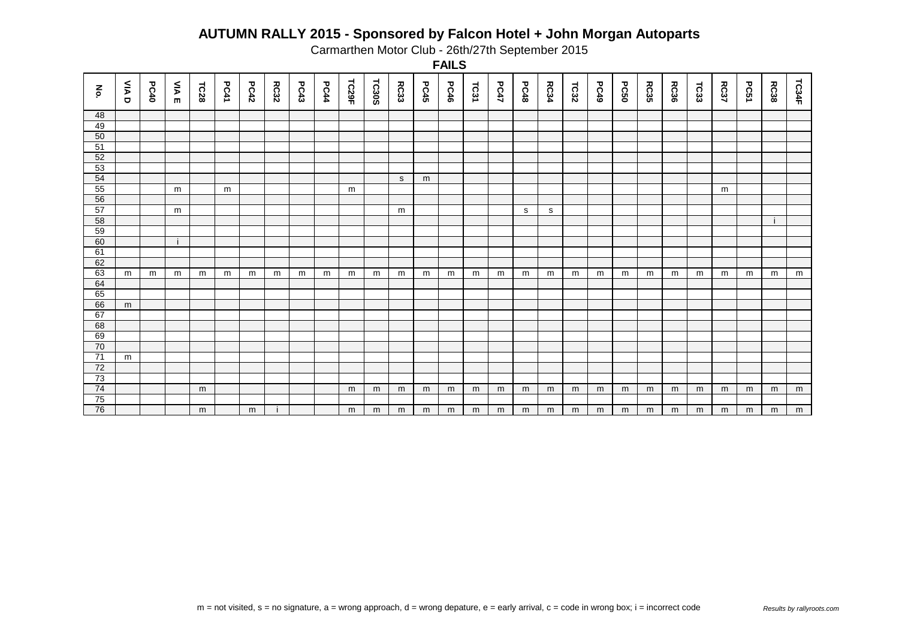# AUTUMN RALLY 2015 - Sponsored by Falcon Hotel + John Morgan Autoparts

Carmarthen Motor Club - 26th/27th September 2015

## FAILS

| No. | VIA D | PC40 | VIA E | TC28 | PC41 | PC42 | RC32 | PC43 | PC44 | TC29F | TC30S | RC33 | PC45 | PC46 | TC31 | PC47 | PC48 | RC34 | TC32 | PC49 | PC50 | RC35 | RC36 | TC33 | RC37 | PC51 | RC38 | TC34F |
|---|---|---|---|---|---|---|---|---|---|---|---|---|---|---|---|---|---|---|---|---|---|---|---|---|---|---|---|---|
| 48 | | | | | | | | | | | | | | | | | | | | | | | | | | | | |
| 49 | | | | | | | | | | | | | | | | | | | | | | | | | | | | |
| 50 | | | | | | | | | | | | | | | | | | | | | | | | | | | | |
| 51 | | | | | | | | | | | | | | | | | | | | | | | | | | | | |
| 52 | | | | | | | | | | | | | | | | | | | | | | | | | | | | |
| 53 | | | | | | | | | | | | | | | | | | | | | | | | | | | | |
| 54 | | | | | | | | | | | | s | m | | | | | | | | | | | | | | | |
| 55 | | | m | | m | | | | | m | | | | | | | | | | | | | | | m | | | |
| 56 | | | | | | | | | | | | | | | | | | | | | | | | | | | | |
| 57 | | | m | | | | | | | | | m | | | | | s | s | | | | | | | | | | |
| 58 | | | | | | | | | | | | | | | | | | | | | | | | | | | i | |
| 59 | | | | | | | | | | | | | | | | | | | | | | | | | | | | |
| 60 | | | i | | | | | | | | | | | | | | | | | | | | | | | | | |
| 61 | | | | | | | | | | | | | | | | | | | | | | | | | | | | |
| 62 | | | | | | | | | | | | | | | | | | | | | | | | | | | | |
| 63 | m | m | m | m | m | m | m | m | m | m | m | m | m | m | m | m | m | m | m | m | m | m | m | m | m | m | m | m |
| 64 | | | | | | | | | | | | | | | | | | | | | | | | | | | | |
| 65 | | | | | | | | | | | | | | | | | | | | | | | | | | | | |
| 66 | m | | | | | | | | | | | | | | | | | | | | | | | | | | | |
| 67 | | | | | | | | | | | | | | | | | | | | | | | | | | | | |
| 68 | | | | | | | | | | | | | | | | | | | | | | | | | | | | |
| 69 | | | | | | | | | | | | | | | | | | | | | | | | | | | | |
| 70 | | | | | | | | | | | | | | | | | | | | | | | | | | | | |
| 71 | m | | | | | | | | | | | | | | | | | | | | | | | | | | | |
| 72 | | | | | | | | | | | | | | | | | | | | | | | | | | | | |
| 73 | | | | | | | | | | | | | | | | | | | | | | | | | | | | |
| 74 | | | | m | | | | | | m | m | m | m | m | m | m | m | m | m | m | m | m | m | m | m | m | m | m |
| 75 | | | | | | | | | | | | | | | | | | | | | | | | | | | | |
| 76 | | | | m | | m | i | | | m | m | m | m | m | m | m | m | m | m | m | m | m | m | m | m | m | m | m |

m = not visited, s = no signature, a = wrong approach, d = wrong depature, e = early arrival, c = code in wrong box; i = incorrect code

*Results by rallyroots.com*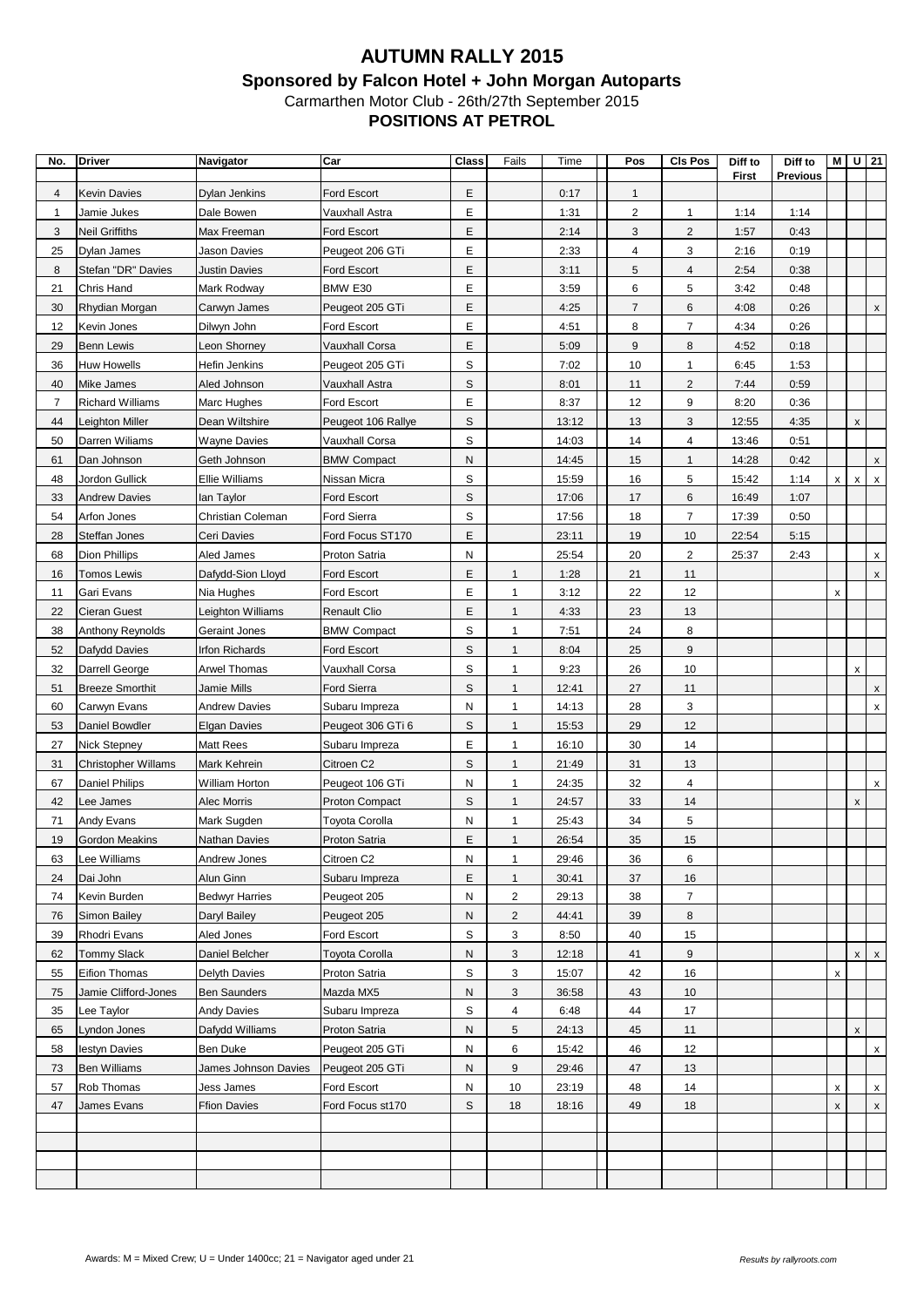# AUTUMN RALLY 2015

## Sponsored by Falcon Hotel + John Morgan Autoparts

Carmarthen Motor Club - 26th/27th September 2015

**POSITIONS AT PETROL**

| No. | Driver | Navigator | Car | Class | Fails | Time | Pos | Cls Pos | Diff to First | Diff to Previous | M | U | 21 |
|---|---|---|---|---|---|---|---|---|---|---|---|---|---|
| 4 | Kevin Davies | Dylan Jenkins | Ford Escort | E | | 0:17 | 1 | | | | | | |
| 1 | Jamie Jukes | Dale Bowen | Vauxhall Astra | E | | 1:31 | 2 | 1 | 1:14 | 1:14 | | | |
| 3 | Neil Griffiths | Max Freeman | Ford Escort | E | | 2:14 | 3 | 2 | 1:57 | 0:43 | | | |
| 25 | Dylan James | Jason Davies | Peugeot 206 GTi | E | | 2:33 | 4 | 3 | 2:16 | 0:19 | | | |
| 8 | Stefan "DR" Davies | Justin Davies | Ford Escort | E | | 3:11 | 5 | 4 | 2:54 | 0:38 | | | |
| 21 | Chris Hand | Mark Rodway | BMW E30 | E | | 3:59 | 6 | 5 | 3:42 | 0:48 | | | |
| 30 | Rhydian Morgan | Carwyn James | Peugeot 205 GTi | E | | 4:25 | 7 | 6 | 4:08 | 0:26 | | | x |
| 12 | Kevin Jones | Dilwyn John | Ford Escort | E | | 4:51 | 8 | 7 | 4:34 | 0:26 | | | |
| 29 | Benn Lewis | Leon Shorney | Vauxhall Corsa | E | | 5:09 | 9 | 8 | 4:52 | 0:18 | | | |
| 36 | Huw Howells | Hefin Jenkins | Peugeot 205 GTi | S | | 7:02 | 10 | 1 | 6:45 | 1:53 | | | |
| 40 | Mike James | Aled Johnson | Vauxhall Astra | S | | 8:01 | 11 | 2 | 7:44 | 0:59 | | | |
| 7 | Richard Williams | Marc Hughes | Ford Escort | E | | 8:37 | 12 | 9 | 8:20 | 0:36 | | | |
| 44 | Leighton Miller | Dean Wiltshire | Peugeot 106 Rallye | S | | 13:12 | 13 | 3 | 12:55 | 4:35 | | x | |
| 50 | Darren Wiliams | Wayne Davies | Vauxhall Corsa | S | | 14:03 | 14 | 4 | 13:46 | 0:51 | | | |
| 61 | Dan Johnson | Geth Johnson | BMW Compact | N | | 14:45 | 15 | 1 | 14:28 | 0:42 | | | x |
| 48 | Jordon Gullick | Ellie Williams | Nissan Micra | S | | 15:59 | 16 | 5 | 15:42 | 1:14 | x | x | x |
| 33 | Andrew Davies | Ian Taylor | Ford Escort | S | | 17:06 | 17 | 6 | 16:49 | 1:07 | | | |
| 54 | Arfon Jones | Christian Coleman | Ford Sierra | S | | 17:56 | 18 | 7 | 17:39 | 0:50 | | | |
| 28 | Steffan Jones | Ceri Davies | Ford Focus ST170 | E | | 23:11 | 19 | 10 | 22:54 | 5:15 | | | |
| 68 | Dion Phillips | Aled James | Proton Satria | N | | 25:54 | 20 | 2 | 25:37 | 2:43 | | | x |
| 16 | Tomos Lewis | Dafydd-Sion Lloyd | Ford Escort | E | 1 | 1:28 | 21 | 11 | | | | | x |
| 11 | Gari Evans | Nia Hughes | Ford Escort | E | 1 | 3:12 | 22 | 12 | | | x | | |
| 22 | Cieran Guest | Leighton Williams | Renault Clio | E | 1 | 4:33 | 23 | 13 | | | | | |
| 38 | Anthony Reynolds | Geraint Jones | BMW Compact | S | 1 | 7:51 | 24 | 8 | | | | | |
| 52 | Dafydd Davies | Irfon Richards | Ford Escort | S | 1 | 8:04 | 25 | 9 | | | | | |
| 32 | Darrell George | Arwel Thomas | Vauxhall Corsa | S | 1 | 9:23 | 26 | 10 | | | | x | |
| 51 | Breeze Smorthit | Jamie Mills | Ford Sierra | S | 1 | 12:41 | 27 | 11 | | | | | x |
| 60 | Carwyn Evans | Andrew Davies | Subaru Impreza | N | 1 | 14:13 | 28 | 3 | | | | | x |
| 53 | Daniel Bowdler | Elgan Davies | Peugeot 306 GTi 6 | S | 1 | 15:53 | 29 | 12 | | | | | |
| 27 | Nick Stepney | Matt Rees | Subaru Impreza | E | 1 | 16:10 | 30 | 14 | | | | | |
| 31 | Christopher Willams | Mark Kehrein | Citroen C2 | S | 1 | 21:49 | 31 | 13 | | | | | |
| 67 | Daniel Philips | William Horton | Peugeot 106 GTi | N | 1 | 24:35 | 32 | 4 | | | | | x |
| 42 | Lee James | Alec Morris | Proton Compact | S | 1 | 24:57 | 33 | 14 | | | | x | |
| 71 | Andy Evans | Mark Sugden | Toyota Corolla | N | 1 | 25:43 | 34 | 5 | | | | | |
| 19 | Gordon Meakins | Nathan Davies | Proton Satria | E | 1 | 26:54 | 35 | 15 | | | | | |
| 63 | Lee Williams | Andrew Jones | Citroen C2 | N | 1 | 29:46 | 36 | 6 | | | | | |
| 24 | Dai John | Alun Ginn | Subaru Impreza | E | 1 | 30:41 | 37 | 16 | | | | | |
| 74 | Kevin Burden | Bedwyr Harries | Peugeot 205 | N | 2 | 29:13 | 38 | 7 | | | | | |
| 76 | Simon Bailey | Daryl Bailey | Peugeot 205 | N | 2 | 44:41 | 39 | 8 | | | | | |
| 39 | Rhodri Evans | Aled Jones | Ford Escort | S | 3 | 8:50 | 40 | 15 | | | | | |
| 62 | Tommy Slack | Daniel Belcher | Toyota Corolla | N | 3 | 12:18 | 41 | 9 | | | | x | x |
| 55 | Eifion Thomas | Delyth Davies | Proton Satria | S | 3 | 15:07 | 42 | 16 | | | x | | |
| 75 | Jamie Clifford-Jones | Ben Saunders | Mazda MX5 | N | 3 | 36:58 | 43 | 10 | | | | | |
| 35 | Lee Taylor | Andy Davies | Subaru Impreza | S | 4 | 6:48 | 44 | 17 | | | | | |
| 65 | Lyndon Jones | Dafydd Williams | Proton Satria | N | 5 | 24:13 | 45 | 11 | | | | x | |
| 58 | Iestyn Davies | Ben Duke | Peugeot 205 GTi | N | 6 | 15:42 | 46 | 12 | | | | | x |
| 73 | Ben Williams | James Johnson Davies | Peugeot 205 GTi | N | 9 | 29:46 | 47 | 13 | | | | | |
| 57 | Rob Thomas | Jess James | Ford Escort | N | 10 | 23:19 | 48 | 14 | | | x | | x |
| 47 | James Evans | Ffion Davies | Ford Focus st170 | S | 18 | 18:16 | 49 | 18 | | | x | | x |

Awards: M = Mixed Crew; U = Under 1400cc; 21 = Navigator aged under 21

*Results by rallyroots.com*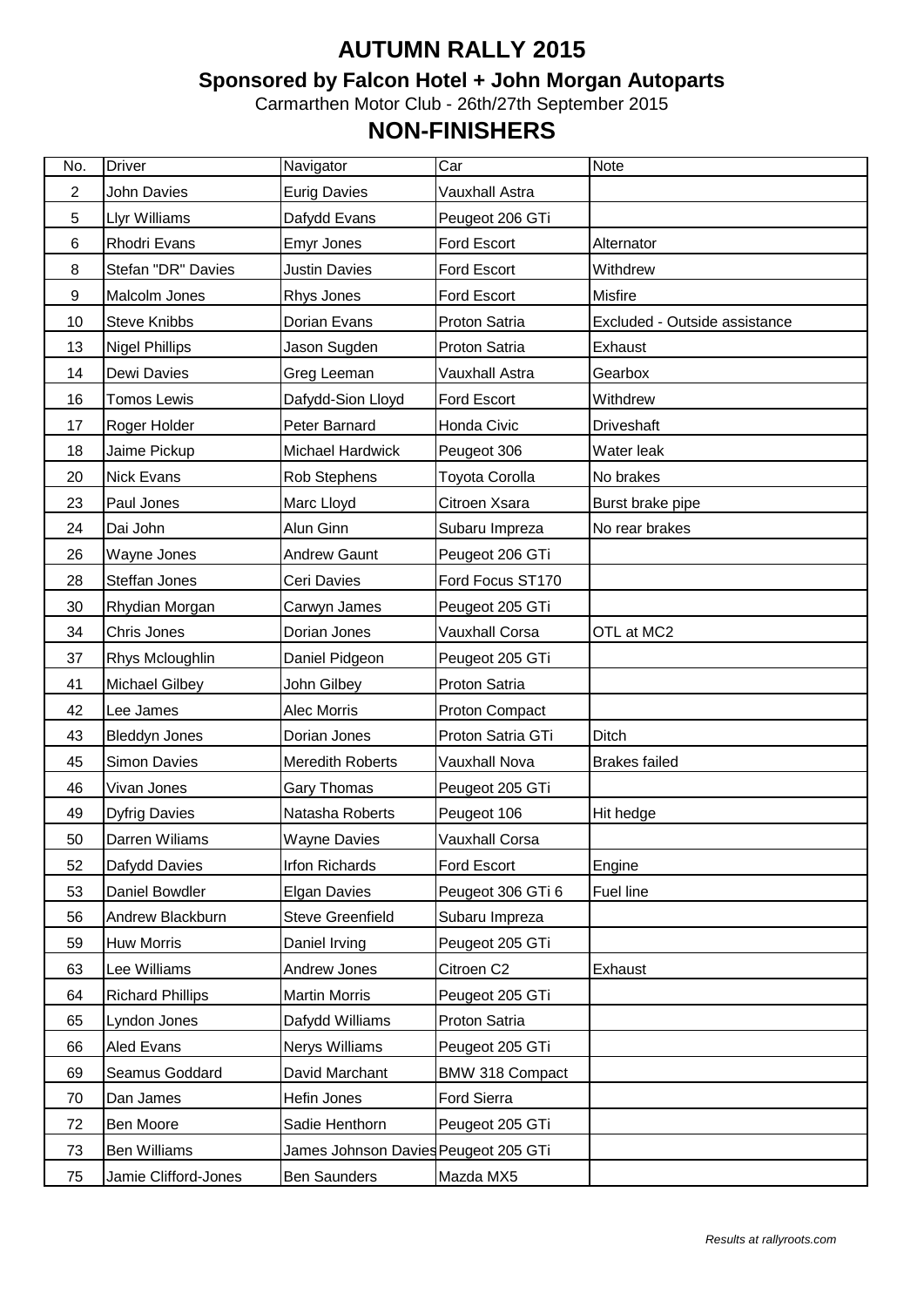# AUTUMN RALLY 2015

## Sponsored by Falcon Hotel + John Morgan Autoparts

Carmarthen Motor Club - 26th/27th September 2015

## NON-FINISHERS

| No. | Driver | Navigator | Car | Note |
|---|---|---|---|---|
| 2 | John Davies | Eurig Davies | Vauxhall Astra | |
| 5 | Llyr Williams | Dafydd Evans | Peugeot 206 GTi | |
| 6 | Rhodri Evans | Emyr Jones | Ford Escort | Alternator |
| 8 | Stefan "DR" Davies | Justin Davies | Ford Escort | Withdrew |
| 9 | Malcolm Jones | Rhys Jones | Ford Escort | Misfire |
| 10 | Steve Knibbs | Dorian Evans | Proton Satria | Excluded - Outside assistance |
| 13 | Nigel Phillips | Jason Sugden | Proton Satria | Exhaust |
| 14 | Dewi Davies | Greg Leeman | Vauxhall Astra | Gearbox |
| 16 | Tomos Lewis | Dafydd-Sion Lloyd | Ford Escort | Withdrew |
| 17 | Roger Holder | Peter Barnard | Honda Civic | Driveshaft |
| 18 | Jaime Pickup | Michael Hardwick | Peugeot 306 | Water leak |
| 20 | Nick Evans | Rob Stephens | Toyota Corolla | No brakes |
| 23 | Paul Jones | Marc Lloyd | Citroen Xsara | Burst brake pipe |
| 24 | Dai John | Alun Ginn | Subaru Impreza | No rear brakes |
| 26 | Wayne Jones | Andrew Gaunt | Peugeot 206 GTi | |
| 28 | Steffan Jones | Ceri Davies | Ford Focus ST170 | |
| 30 | Rhydian Morgan | Carwyn James | Peugeot 205 GTi | |
| 34 | Chris Jones | Dorian Jones | Vauxhall Corsa | OTL at MC2 |
| 37 | Rhys Mcloughlin | Daniel Pidgeon | Peugeot 205 GTi | |
| 41 | Michael Gilbey | John Gilbey | Proton Satria | |
| 42 | Lee James | Alec Morris | Proton Compact | |
| 43 | Bleddyn Jones | Dorian Jones | Proton Satria GTi | Ditch |
| 45 | Simon Davies | Meredith Roberts | Vauxhall Nova | Brakes failed |
| 46 | Vivan Jones | Gary Thomas | Peugeot 205 GTi | |
| 49 | Dyfrig Davies | Natasha Roberts | Peugeot 106 | Hit hedge |
| 50 | Darren Wiliams | Wayne Davies | Vauxhall Corsa | |
| 52 | Dafydd Davies | Irfon Richards | Ford Escort | Engine |
| 53 | Daniel Bowdler | Elgan Davies | Peugeot 306 GTi 6 | Fuel line |
| 56 | Andrew Blackburn | Steve Greenfield | Subaru Impreza | |
| 59 | Huw Morris | Daniel Irving | Peugeot 205 GTi | |
| 63 | Lee Williams | Andrew Jones | Citroen C2 | Exhaust |
| 64 | Richard Phillips | Martin Morris | Peugeot 205 GTi | |
| 65 | Lyndon Jones | Dafydd Williams | Proton Satria | |
| 66 | Aled Evans | Nerys Williams | Peugeot 205 GTi | |
| 69 | Seamus Goddard | David Marchant | BMW 318 Compact | |
| 70 | Dan James | Hefin Jones | Ford Sierra | |
| 72 | Ben Moore | Sadie Henthorn | Peugeot 205 GTi | |
| 73 | Ben Williams | James Johnson Davies | Peugeot 205 GTi | |
| 75 | Jamie Clifford-Jones | Ben Saunders | Mazda MX5 | |

*Results at rallyroots.com*